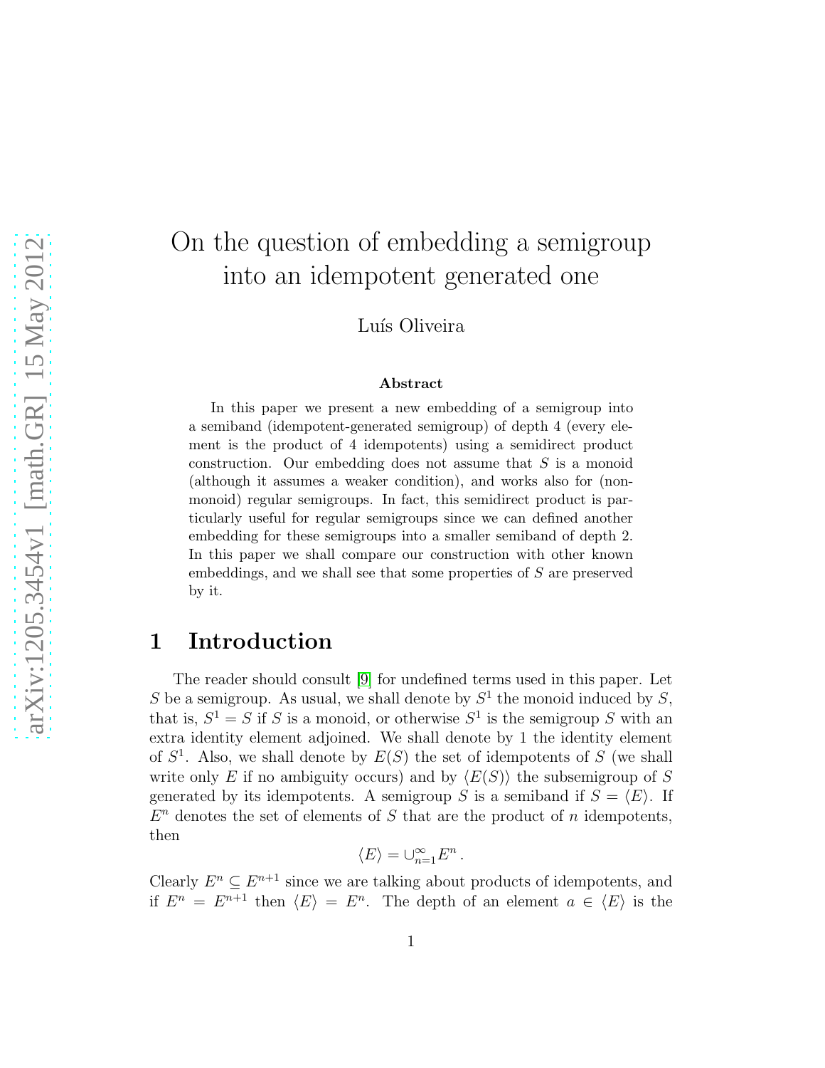# On the question of embedding a semigroup into an idempotent generated one

Luís Oliveira

### Abstract

In this paper we present a new embedding of a semigroup into a semiband (idempotent-generated semigroup) of depth 4 (every element is the product of 4 idempotents) using a semidirect product construction. Our embedding does not assume that $S$ is a monoid (although it assumes a weaker condition), and works also for (non-monoid) regular semigroups. In fact, this semidirect product is particularly useful for regular semigroups since we can defined another embedding for these semigroups into a smaller semiband of depth 2. In this paper we shall compare our construction with other known embeddings, and we shall see that some properties of $S$ are preserved by it.

## 1 Introduction

The reader should consult [9] for undefined terms used in this paper. Let $S$ be a semigroup. As usual, we shall denote by $S^1$ the monoid induced by $S$, that is, $S^1 = S$ if $S$ is a monoid, or otherwise $S^1$ is the semigroup $S$ with an extra identity element adjoined. We shall denote by 1 the identity element of $S^1$. Also, we shall denote by $E(S)$ the set of idempotents of $S$ (we shall write only $E$ if no ambiguity occurs) and by $\langle E(S)\rangle$ the subsemigroup of $S$ generated by its idempotents. A semigroup $S$ is a semiband if $S = \langle E\rangle$. If $E^n$ denotes the set of elements of $S$ that are the product of $n$ idempotents, then

$$\langle E\rangle = \cup_{n=1}^{\infty} E^n \,.$$

Clearly $E^n \subseteq E^{n+1}$ since we are talking about products of idempotents, and if $E^n = E^{n+1}$ then $\langle E\rangle = E^n$. The depth of an element $a \in \langle E\rangle$ is the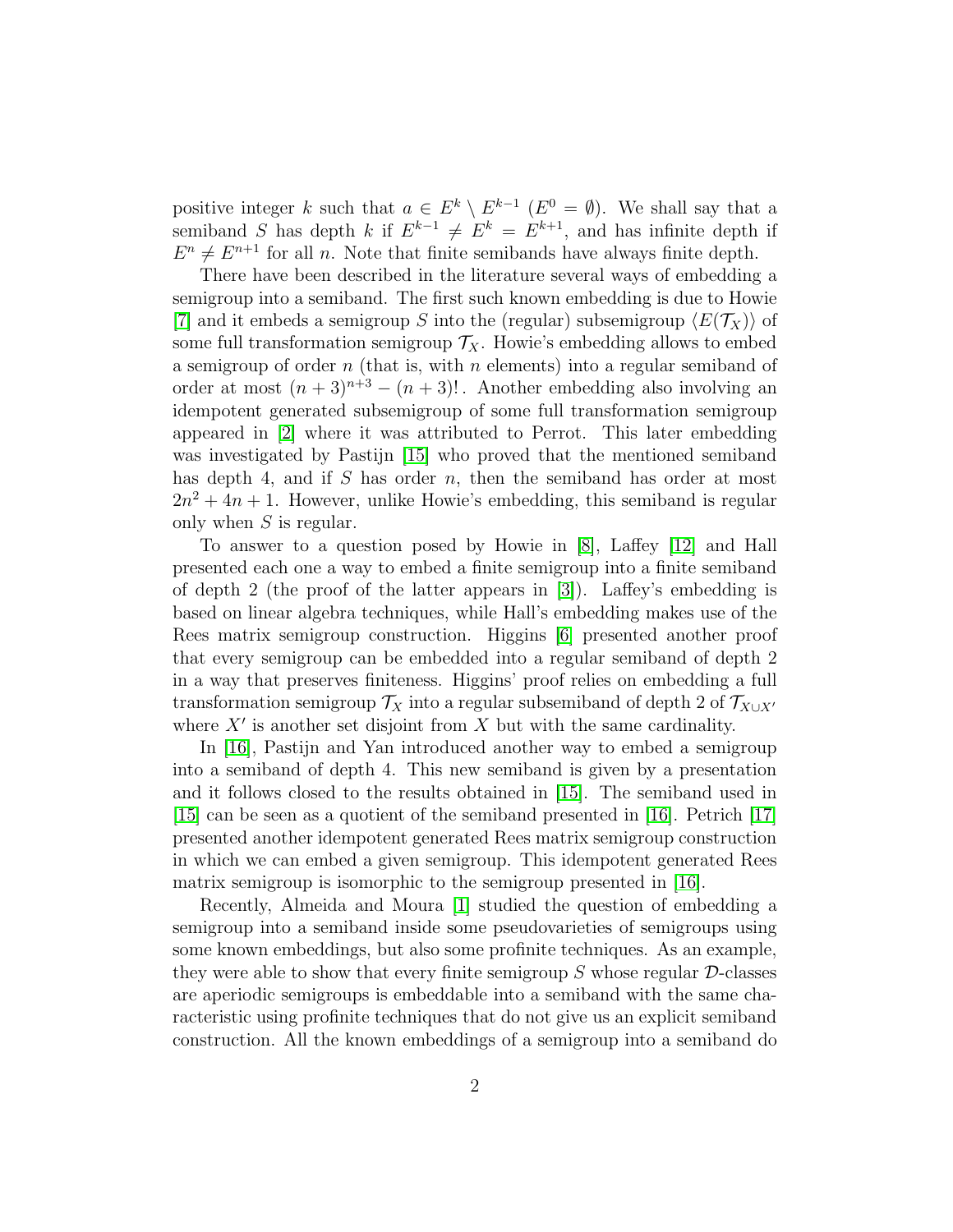positive integer $k$ such that $a \in E^k \setminus E^{k-1}$ ($E^0 = \emptyset$). We shall say that a semiband $S$ has depth $k$ if $E^{k-1} \neq E^k = E^{k+1}$, and has infinite depth if $E^n \neq E^{n+1}$ for all $n$. Note that finite semibands have always finite depth.

There have been described in the literature several ways of embedding a semigroup into a semiband. The first such known embedding is due to Howie [7] and it embeds a semigroup $S$ into the (regular) subsemigroup $\langle E(\mathcal{T}_X)\rangle$ of some full transformation semigroup $\mathcal{T}_X$. Howie's embedding allows to embed a semigroup of order $n$ (that is, with $n$ elements) into a regular semiband of order at most $(n+3)^{n+3} - (n+3)!$. Another embedding also involving an idempotent generated subsemigroup of some full transformation semigroup appeared in [2] where it was attributed to Perrot. This later embedding was investigated by Pastijn [15] who proved that the mentioned semiband has depth 4, and if $S$ has order $n$, then the semiband has order at most $2n^2 + 4n + 1$. However, unlike Howie's embedding, this semiband is regular only when $S$ is regular.

To answer to a question posed by Howie in [8], Laffey [12] and Hall presented each one a way to embed a finite semigroup into a finite semiband of depth 2 (the proof of the latter appears in [3]). Laffey's embedding is based on linear algebra techniques, while Hall's embedding makes use of the Rees matrix semigroup construction. Higgins [6] presented another proof that every semigroup can be embedded into a regular semiband of depth 2 in a way that preserves finiteness. Higgins' proof relies on embedding a full transformation semigroup $\mathcal{T}_X$ into a regular subsemiband of depth 2 of $\mathcal{T}_{X \cup X'}$ where $X'$ is another set disjoint from $X$ but with the same cardinality.

In [16], Pastijn and Yan introduced another way to embed a semigroup into a semiband of depth 4. This new semiband is given by a presentation and it follows closed to the results obtained in [15]. The semiband used in [15] can be seen as a quotient of the semiband presented in [16]. Petrich [17] presented another idempotent generated Rees matrix semigroup construction in which we can embed a given semigroup. This idempotent generated Rees matrix semigroup is isomorphic to the semigroup presented in [16].

Recently, Almeida and Moura [1] studied the question of embedding a semigroup into a semiband inside some pseudovarieties of semigroups using some known embeddings, but also some profinite techniques. As an example, they were able to show that every finite semigroup $S$ whose regular $\mathcal{D}$-classes are aperiodic semigroups is embeddable into a semiband with the same characteristic using profinite techniques that do not give us an explicit semiband construction. All the known embeddings of a semigroup into a semiband do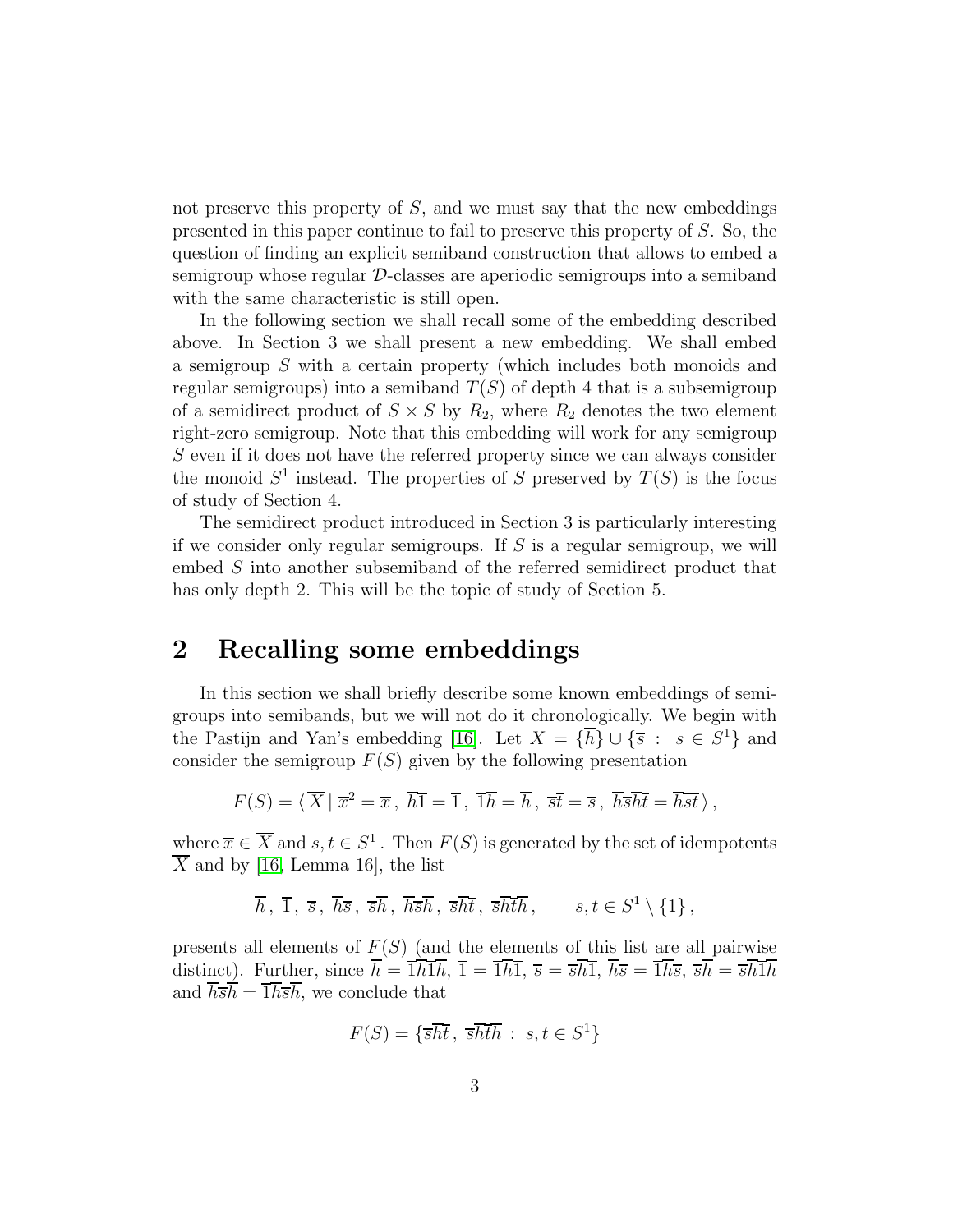not preserve this property of $S$, and we must say that the new embeddings presented in this paper continue to fail to preserve this property of $S$. So, the question of finding an explicit semiband construction that allows to embed a semigroup whose regular $\mathcal{D}$-classes are aperiodic semigroups into a semiband with the same characteristic is still open.

In the following section we shall recall some of the embedding described above. In Section 3 we shall present a new embedding. We shall embed a semigroup $S$ with a certain property (which includes both monoids and regular semigroups) into a semiband $T(S)$ of depth 4 that is a subsemigroup of a semidirect product of $S \times S$ by $R_2$, where $R_2$ denotes the two element right-zero semigroup. Note that this embedding will work for any semigroup $S$ even if it does not have the referred property since we can always consider the monoid $S^1$ instead. The properties of $S$ preserved by $T(S)$ is the focus of study of Section 4.

The semidirect product introduced in Section 3 is particularly interesting if we consider only regular semigroups. If $S$ is a regular semigroup, we will embed $S$ into another subsemiband of the referred semidirect product that has only depth 2. This will be the topic of study of Section 5.

## 2 Recalling some embeddings

In this section we shall briefly describe some known embeddings of semigroups into semibands, but we will not do it chronologically. We begin with the Pastijn and Yan's embedding [16]. Let $\overline{X} = \{\overline{h}\} \cup \{\overline{s} \,:\, s \in S^1\}$ and consider the semigroup $F(S)$ given by the following presentation

$$F(S) = \langle\, \overline{X} \mid \overline{x}^2 = \overline{x}\,,\ \overline{h}\overline{1} = \overline{1}\,,\ \overline{1}\overline{h} = \overline{h}\,,\ \overline{s}\overline{t} = \overline{s}\,,\ \overline{h}\overline{s}\overline{h}\overline{t} = \overline{h}\overline{st}\,\rangle\,,$$

where $\overline{x} \in \overline{X}$ and $s, t \in S^1$. Then $F(S)$ is generated by the set of idempotents $\overline{X}$ and by [16, Lemma 16], the list

$$\overline{h}\,,\ \overline{1}\,,\ \overline{s}\,,\ \overline{h}\overline{s}\,,\ \overline{s}\overline{h}\,,\ \overline{h}\overline{s}\overline{h}\,,\ \overline{s}\overline{h}\overline{t}\,,\ \overline{s}\overline{h}\overline{t}\overline{h}\,, \qquad s, t \in S^1 \setminus \{1\}\,,$$

presents all elements of $F(S)$ (and the elements of this list are all pairwise distinct). Further, since $\overline{h} = \overline{1}\overline{h}\overline{1}\overline{h}$, $\overline{1} = \overline{1}\overline{h}\overline{1}$, $\overline{s} = \overline{s}\overline{h}\overline{1}$, $\overline{h}\overline{s} = \overline{1}\overline{h}\overline{s}$, $\overline{s}\overline{h} = \overline{s}\overline{h}\overline{1}\overline{h}$ and $\overline{h}\overline{s}\overline{h} = \overline{1}\overline{h}\overline{s}\overline{h}$, we conclude that

$$F(S) = \{\overline{s}\overline{h}\overline{t}\,,\ \overline{s}\overline{h}\overline{t}\overline{h} \,:\, s, t \in S^1\}$$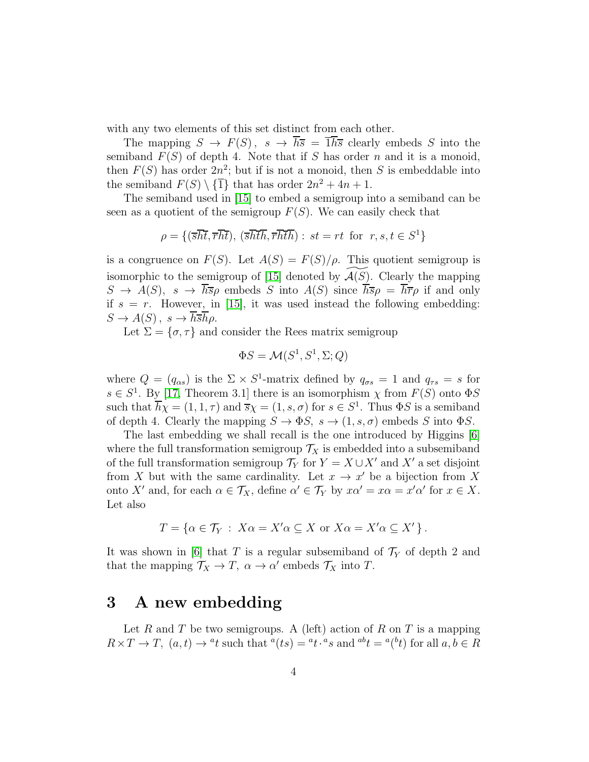with any two elements of this set distinct from each other.

The mapping $S \to F(S)\,,\ s \to \overline{h}\overline{s} = \overline{1}\overline{h}\overline{s}$ clearly embeds $S$ into the semiband $F(S)$ of depth 4. Note that if $S$ has order $n$ and it is a monoid, then $F(S)$ has order $2n^2$; but if is not a monoid, then $S$ is embeddable into the semiband $F(S) \setminus \{\overline{1}\}$ that has order $2n^2 + 4n + 1$.

The semiband used in [15] to embed a semigroup into a semiband can be seen as a quotient of the semigroup $F(S)$. We can easily check that

$$\rho = \{(\overline{s}\overline{h}\overline{t}, \overline{r}\overline{h}\overline{t}),\ (\overline{s}\overline{h}\overline{t}\overline{h}, \overline{r}\overline{h}\overline{t}\overline{h}) :\ st = rt \ \text{ for } \ r, s, t \in S^1\}$$

is a congruence on $F(S)$. Let $A(S) = F(S)/\rho$. This quotient semigroup is isomorphic to the semigroup of [15] denoted by $\widetilde{\mathcal{A}(S)}$. Clearly the mapping $S \to A(S),\ s \to \overline{h}\overline{s}\rho$ embeds $S$ into $A(S)$ since $\overline{h}\overline{s}\rho = \overline{h}\overline{r}\rho$ if and only if $s = r$. However, in [15], it was used instead the following embedding: $S \to A(S)\,,\ s \to \overline{h}\overline{s}\overline{h}\rho$.

Let $\Sigma = \{\sigma, \tau\}$ and consider the Rees matrix semigroup

$$\Phi S = \mathcal{M}(S^1, S^1, \Sigma; Q)$$

where $Q = (q_{\alpha s})$ is the $\Sigma \times S^1$-matrix defined by $q_{\sigma s} = 1$ and $q_{\tau s} = s$ for $s \in S^1$. By [17, Theorem 3.1] there is an isomorphism $\chi$ from $F(S)$ onto $\Phi S$ such that $\overline{h}\chi = (1, 1, \tau)$ and $\overline{s}\chi = (1, s, \sigma)$ for $s \in S^1$. Thus $\Phi S$ is a semiband of depth 4. Clearly the mapping $S \to \Phi S,\ s \to (1, s, \sigma)$ embeds $S$ into $\Phi S$.

The last embedding we shall recall is the one introduced by Higgins [6] where the full transformation semigroup $\mathcal{T}_X$ is embedded into a subsemiband of the full transformation semigroup $\mathcal{T}_Y$ for $Y = X \cup X'$ and $X'$ a set disjoint from $X$ but with the same cardinality. Let $x \to x'$ be a bijection from $X$ onto $X'$ and, for each $\alpha \in \mathcal{T}_X$, define $\alpha' \in \mathcal{T}_Y$ by $x\alpha' = x\alpha = x'\alpha'$ for $x \in X$. Let also

$$T = \{\alpha \in \mathcal{T}_Y \ :\ X\alpha = X'\alpha \subseteq X \text{ or } X\alpha = X'\alpha \subseteq X'\}\,.$$

It was shown in [6] that $T$ is a regular subsemiband of $\mathcal{T}_Y$ of depth 2 and that the mapping $\mathcal{T}_X \to T,\ \alpha \to \alpha'$ embeds $\mathcal{T}_X$ into $T$.

# 3 A new embedding

Let $R$ and $T$ be two semigroups. A (left) action of $R$ on $T$ is a mapping $R \times T \to T,\ (a, t) \to {}^a t$ such that ${}^a(ts) = {}^a t \cdot {}^a s$ and ${}^{ab} t = {}^a({}^b t)$ for all $a, b \in R$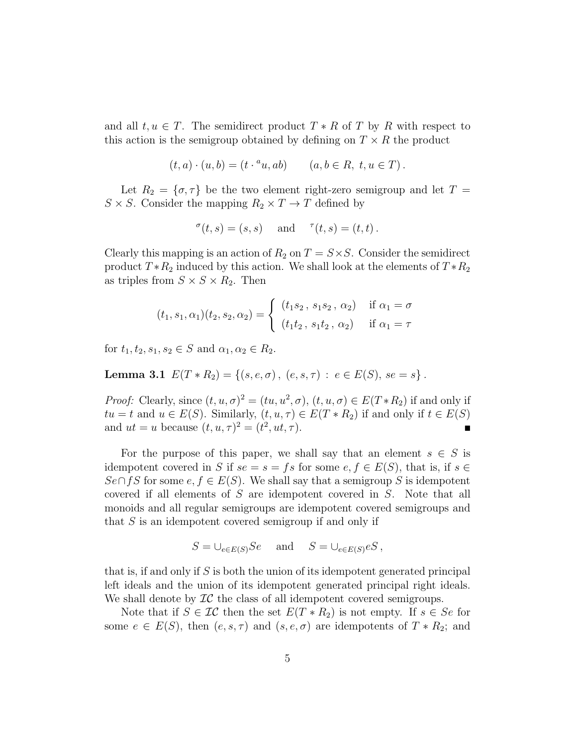and all $t, u \in T$. The semidirect product $T * R$ of $T$ by $R$ with respect to this action is the semigroup obtained by defining on $T \times R$ the product

$$(t, a) \cdot (u, b) = (t \cdot {}^{a}u, ab) \qquad (a, b \in R,\ t, u \in T)\,.$$

Let $R_2 = \{\sigma, \tau\}$ be the two element right-zero semigroup and let $T = S \times S$. Consider the mapping $R_2 \times T \to T$ defined by

$${}^{\sigma}(t, s) = (s, s) \quad \text{ and } \quad {}^{\tau}(t, s) = (t, t)\,.$$

Clearly this mapping is an action of $R_2$ on $T = S \times S$. Consider the semidirect product $T * R_2$ induced by this action. We shall look at the elements of $T * R_2$ as triples from $S \times S \times R_2$. Then

$$(t_1, s_1, \alpha_1)(t_2, s_2, \alpha_2) = \begin{cases} (t_1 s_2\,,\ s_1 s_2\,,\ \alpha_2) & \text{if } \alpha_1 = \sigma \\ (t_1 t_2\,,\ s_1 t_2\,,\ \alpha_2) & \text{if } \alpha_1 = \tau \end{cases}$$

for $t_1, t_2, s_1, s_2 \in S$ and $\alpha_1, \alpha_2 \in R_2$.

**Lemma 3.1** $E(T * R_2) = \{(s, e, \sigma)\,,\ (e, s, \tau)\ :\ e \in E(S),\ se = s\}\,.$

*Proof:* Clearly, since $(t, u, \sigma)^2 = (tu, u^2, \sigma)$, $(t, u, \sigma) \in E(T * R_2)$ if and only if $tu = t$ and $u \in E(S)$. Similarly, $(t, u, \tau) \in E(T * R_2)$ if and only if $t \in E(S)$ and $ut = u$ because $(t, u, \tau)^2 = (t^2, ut, \tau)$. ■

For the purpose of this paper, we shall say that an element $s \in S$ is idempotent covered in $S$ if $se = s = fs$ for some $e, f \in E(S)$, that is, if $s \in Se \cap fS$ for some $e, f \in E(S)$. We shall say that a semigroup $S$ is idempotent covered if all elements of $S$ are idempotent covered in $S$. Note that all monoids and all regular semigroups are idempotent covered semigroups and that $S$ is an idempotent covered semigroup if and only if

$$S = \cup_{e \in E(S)} Se \quad \text{ and } \quad S = \cup_{e \in E(S)} eS\,,$$

that is, if and only if $S$ is both the union of its idempotent generated principal left ideals and the union of its idempotent generated principal right ideals. We shall denote by $\mathcal{IC}$ the class of all idempotent covered semigroups.

Note that if $S \in \mathcal{IC}$ then the set $E(T * R_2)$ is not empty. If $s \in Se$ for some $e \in E(S)$, then $(e, s, \tau)$ and $(s, e, \sigma)$ are idempotents of $T * R_2$; and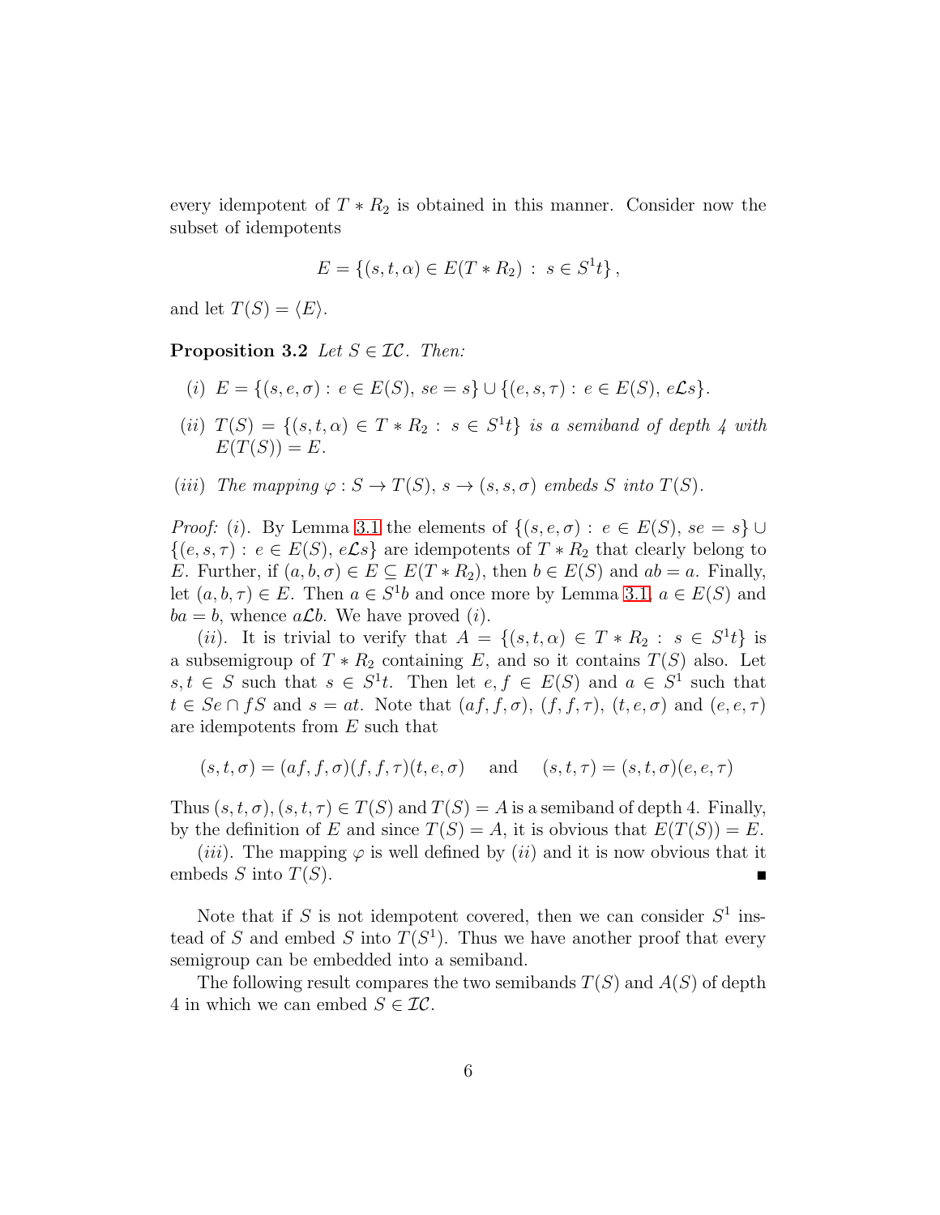every idempotent of $T * R_2$ is obtained in this manner. Consider now the subset of idempotents

$$E = \{(s,t,\alpha) \in E(T * R_2) \, : \, s \in S^1 t\} \, ,$$

and let $T(S) = \langle E \rangle$.

**Proposition 3.2** *Let $S \in \mathcal{IC}$. Then:*

*(i)* $E = \{(s,e,\sigma) : e \in E(S), \, se = s\} \cup \{(e,s,\tau) : e \in E(S), \, e\mathcal{L}s\}$.

*(ii)* $T(S) = \{(s,t,\alpha) \in T * R_2 \, : \, s \in S^1 t\}$ *is a semiband of depth 4 with* $E(T(S)) = E$.

*(iii)* *The mapping $\varphi : S \to T(S)$, $s \to (s,s,\sigma)$ embeds $S$ into $T(S)$.*

*Proof:* $(i)$. By Lemma 3.1 the elements of $\{(s,e,\sigma) : e \in E(S), \, se = s\} \cup \{(e,s,\tau) : e \in E(S), \, e\mathcal{L}s\}$ are idempotents of $T * R_2$ that clearly belong to $E$. Further, if $(a,b,\sigma) \in E \subseteq E(T * R_2)$, then $b \in E(S)$ and $ab = a$. Finally, let $(a,b,\tau) \in E$. Then $a \in S^1 b$ and once more by Lemma 3.1, $a \in E(S)$ and $ba = b$, whence $a\mathcal{L}b$. We have proved $(i)$.

$(ii)$. It is trivial to verify that $A = \{(s,t,\alpha) \in T * R_2 \, : \, s \in S^1 t\}$ is a subsemigroup of $T * R_2$ containing $E$, and so it contains $T(S)$ also. Let $s,t \in S$ such that $s \in S^1 t$. Then let $e,f \in E(S)$ and $a \in S^1$ such that $t \in Se \cap fS$ and $s = at$. Note that $(af,f,\sigma)$, $(f,f,\tau)$, $(t,e,\sigma)$ and $(e,e,\tau)$ are idempotents from $E$ such that

$$(s,t,\sigma) = (af,f,\sigma)(f,f,\tau)(t,e,\sigma) \quad \text{ and } \quad (s,t,\tau) = (s,t,\sigma)(e,e,\tau)$$

Thus $(s,t,\sigma), (s,t,\tau) \in T(S)$ and $T(S) = A$ is a semiband of depth 4. Finally, by the definition of $E$ and since $T(S) = A$, it is obvious that $E(T(S)) = E$.

$(iii)$. The mapping $\varphi$ is well defined by $(ii)$ and it is now obvious that it embeds $S$ into $T(S)$. ∎

Note that if $S$ is not idempotent covered, then we can consider $S^1$ instead of $S$ and embed $S$ into $T(S^1)$. Thus we have another proof that every semigroup can be embedded into a semiband.

The following result compares the two semibands $T(S)$ and $A(S)$ of depth 4 in which we can embed $S \in \mathcal{IC}$.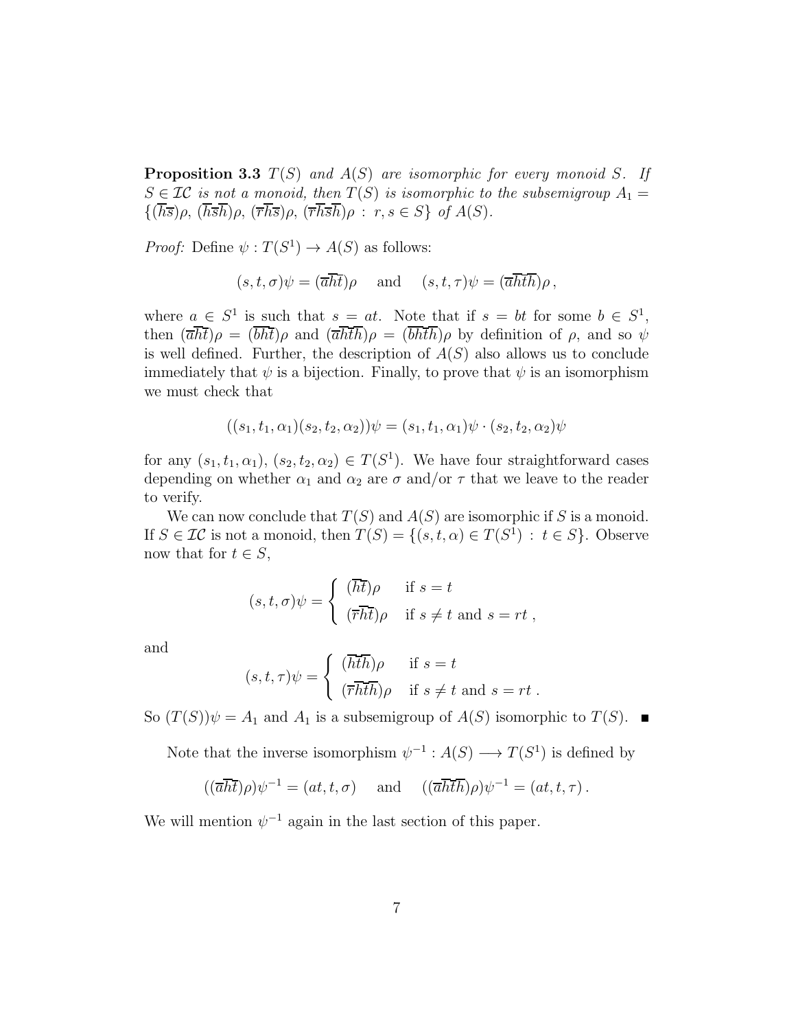**Proposition 3.3** *$T(S)$ and $A(S)$ are isomorphic for every monoid $S$. If $S \in \mathcal{IC}$ is not a monoid, then $T(S)$ is isomorphic to the subsemigroup $A_1 = \{(\overline{h}\overline{s})\rho,\ (\overline{h}\overline{s}\overline{h})\rho,\ (\overline{r}\overline{h}\overline{s})\rho,\ (\overline{r}\overline{h}\overline{s}\overline{h})\rho \,:\, r, s \in S\}$ of $A(S)$.*

*Proof:* Define $\psi : T(S^1) \to A(S)$ as follows:

$$(s, t, \sigma)\psi = (\overline{a}\overline{h}\overline{t})\rho \quad \text{ and } \quad (s, t, \tau)\psi = (\overline{a}\overline{h}\overline{t}\overline{h})\rho\,,$$

where $a \in S^1$ is such that $s = at$. Note that if $s = bt$ for some $b \in S^1$, then $(\overline{a}\overline{h}\overline{t})\rho = (\overline{b}\overline{h}\overline{t})\rho$ and $(\overline{a}\overline{h}\overline{t}\overline{h})\rho = (\overline{b}\overline{h}\overline{t}\overline{h})\rho$ by definition of $\rho$, and so $\psi$ is well defined. Further, the description of $A(S)$ also allows us to conclude immediately that $\psi$ is a bijection. Finally, to prove that $\psi$ is an isomorphism we must check that

$$((s_1, t_1, \alpha_1)(s_2, t_2, \alpha_2))\psi = (s_1, t_1, \alpha_1)\psi \cdot (s_2, t_2, \alpha_2)\psi$$

for any $(s_1, t_1, \alpha_1)$, $(s_2, t_2, \alpha_2) \in T(S^1)$. We have four straightforward cases depending on whether $\alpha_1$ and $\alpha_2$ are $\sigma$ and/or $\tau$ that we leave to the reader to verify.

We can now conclude that $T(S)$ and $A(S)$ are isomorphic if $S$ is a monoid. If $S \in \mathcal{IC}$ is not a monoid, then $T(S) = \{(s, t, \alpha) \in T(S^1) \,:\, t \in S\}$. Observe now that for $t \in S$,

$$(s, t, \sigma)\psi = \begin{cases} (\overline{h}\overline{t})\rho & \text{if } s = t \\ (\overline{r}\overline{h}\overline{t})\rho & \text{if } s \neq t \text{ and } s = rt\,, \end{cases}$$

and

$$(s, t, \tau)\psi = \begin{cases} (\overline{h}\overline{t}\overline{h})\rho & \text{if } s = t \\ (\overline{r}\overline{h}\overline{t}\overline{h})\rho & \text{if } s \neq t \text{ and } s = rt\,. \end{cases}$$

So $(T(S))\psi = A_1$ and $A_1$ is a subsemigroup of $A(S)$ isomorphic to $T(S)$. $\blacksquare$

Note that the inverse isomorphism $\psi^{-1} : A(S) \longrightarrow T(S^1)$ is defined by

$$((\overline{a}\overline{h}\overline{t})\rho)\psi^{-1} = (at, t, \sigma) \quad \text{ and } \quad ((\overline{a}\overline{h}\overline{t}\overline{h})\rho)\psi^{-1} = (at, t, \tau)\,.$$

We will mention $\psi^{-1}$ again in the last section of this paper.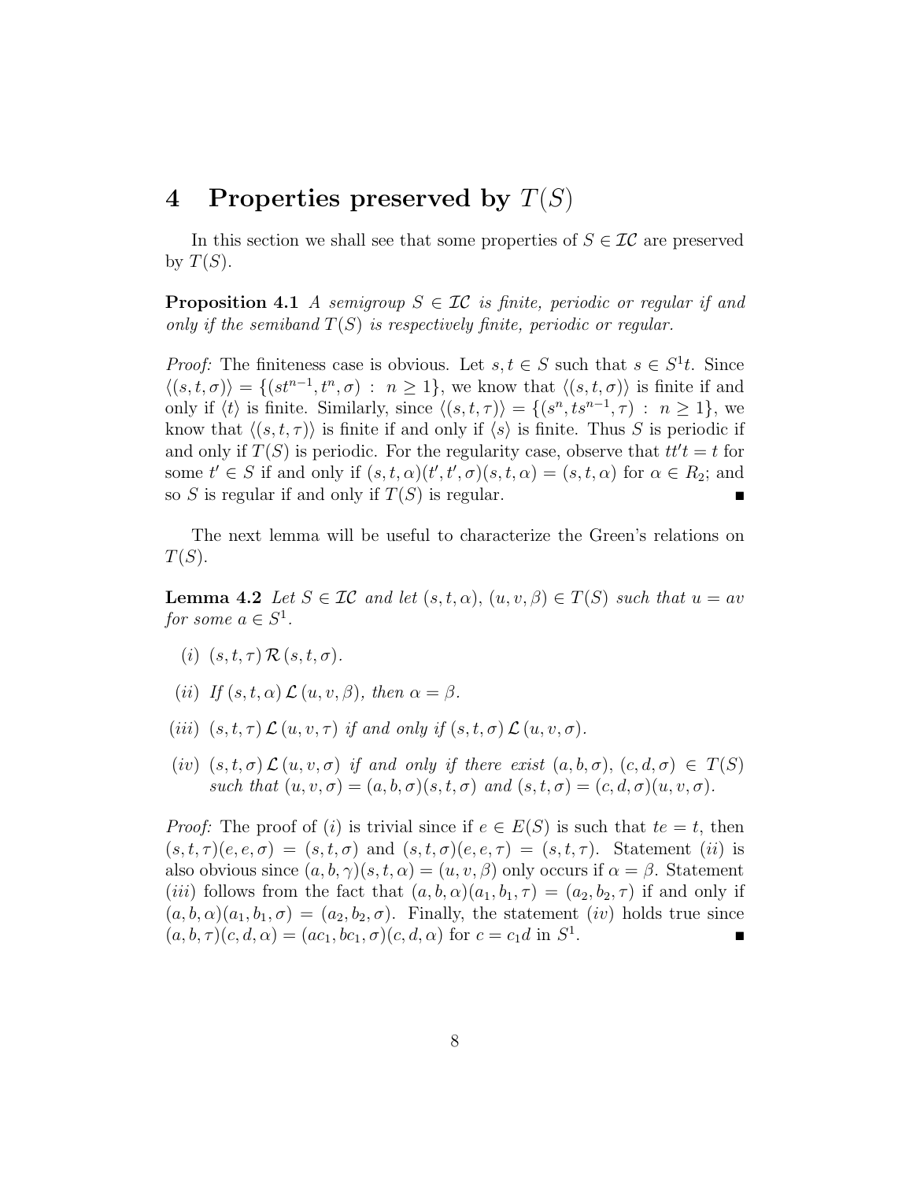## 4 Properties preserved by $T(S)$

In this section we shall see that some properties of $S \in \mathcal{IC}$ are preserved by $T(S)$.

**Proposition 4.1** *A semigroup $S \in \mathcal{IC}$ is finite, periodic or regular if and only if the semiband $T(S)$ is respectively finite, periodic or regular.*

*Proof:* The finiteness case is obvious. Let $s, t \in S$ such that $s \in S^1 t$. Since $\langle (s,t,\sigma) \rangle = \{(st^{n-1}, t^n, \sigma) \; : \; n \geq 1\}$, we know that $\langle (s,t,\sigma) \rangle$ is finite if and only if $\langle t \rangle$ is finite. Similarly, since $\langle (s,t,\tau) \rangle = \{(s^n, ts^{n-1}, \tau) \; : \; n \geq 1\}$, we know that $\langle (s,t,\tau) \rangle$ is finite if and only if $\langle s \rangle$ is finite. Thus $S$ is periodic if and only if $T(S)$ is periodic. For the regularity case, observe that $tt't = t$ for some $t' \in S$ if and only if $(s,t,\alpha)(t',t',\sigma)(s,t,\alpha) = (s,t,\alpha)$ for $\alpha \in R_2$; and so $S$ is regular if and only if $T(S)$ is regular. ∎

The next lemma will be useful to characterize the Green's relations on $T(S)$.

**Lemma 4.2** *Let $S \in \mathcal{IC}$ and let $(s,t,\alpha)$, $(u,v,\beta) \in T(S)$ such that $u = av$ for some $a \in S^1$.*

*(i)* $(s,t,\tau) \, \mathcal{R} \, (s,t,\sigma)$.

*(ii)* *If $(s,t,\alpha) \, \mathcal{L} \, (u,v,\beta)$, then $\alpha = \beta$.*

*(iii)* $(s,t,\tau) \, \mathcal{L} \, (u,v,\tau)$ *if and only if* $(s,t,\sigma) \, \mathcal{L} \, (u,v,\sigma)$.

*(iv)* $(s,t,\sigma) \, \mathcal{L} \, (u,v,\sigma)$ *if and only if there exist $(a,b,\sigma)$, $(c,d,\sigma) \in T(S)$ such that $(u,v,\sigma) = (a,b,\sigma)(s,t,\sigma)$ and $(s,t,\sigma) = (c,d,\sigma)(u,v,\sigma)$.*

*Proof:* The proof of *(i)* is trivial since if $e \in E(S)$ is such that $te = t$, then $(s,t,\tau)(e,e,\sigma) = (s,t,\sigma)$ and $(s,t,\sigma)(e,e,\tau) = (s,t,\tau)$. Statement *(ii)* is also obvious since $(a,b,\gamma)(s,t,\alpha) = (u,v,\beta)$ only occurs if $\alpha = \beta$. Statement *(iii)* follows from the fact that $(a,b,\alpha)(a_1,b_1,\tau) = (a_2,b_2,\tau)$ if and only if $(a,b,\alpha)(a_1,b_1,\sigma) = (a_2,b_2,\sigma)$. Finally, the statement *(iv)* holds true since $(a,b,\tau)(c,d,\alpha) = (ac_1, bc_1, \sigma)(c,d,\alpha)$ for $c = c_1 d$ in $S^1$. ∎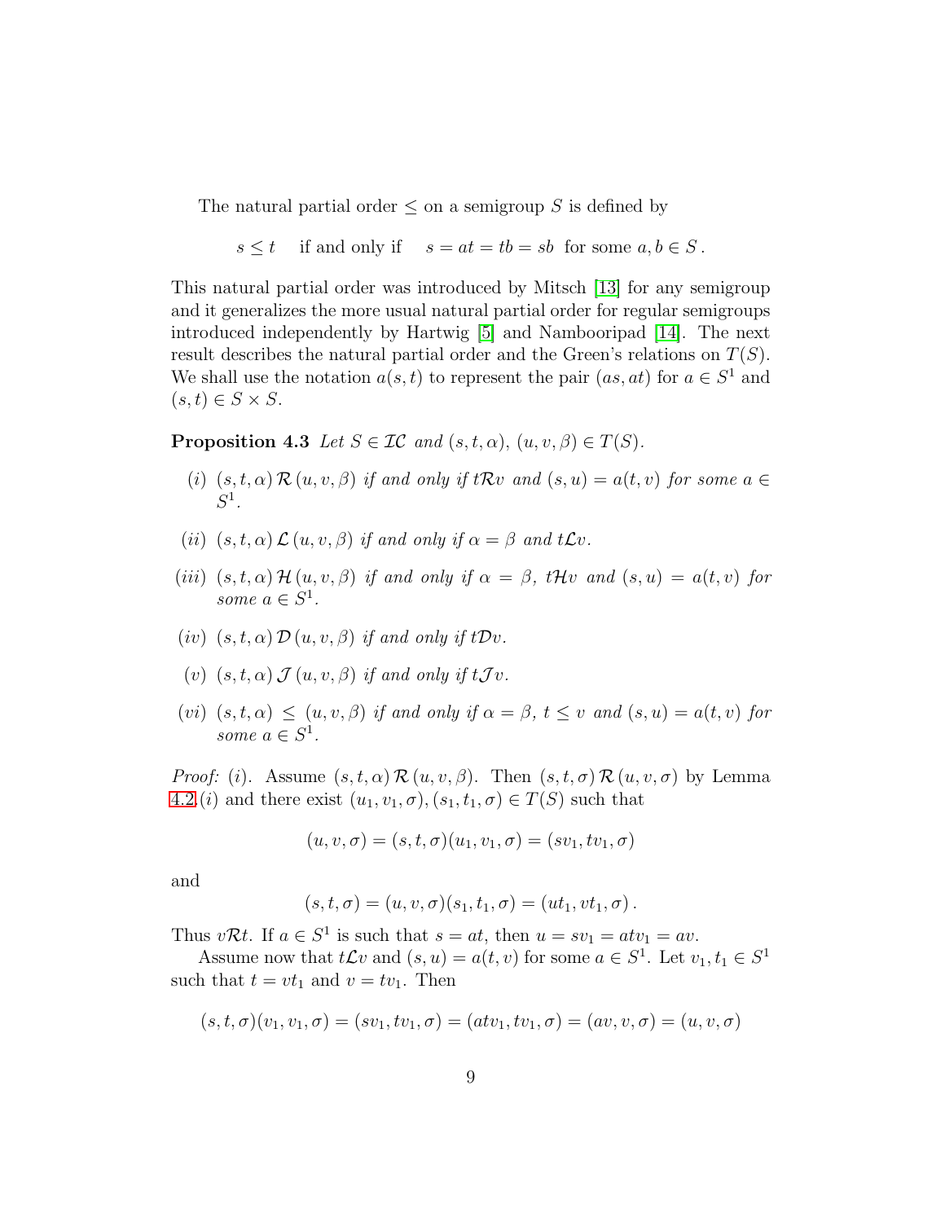The natural partial order $\leq$ on a semigroup $S$ is defined by

$$s \leq t \quad \text{if and only if} \quad s = at = tb = sb \ \text{ for some } a, b \in S\,.$$

This natural partial order was introduced by Mitsch [13] for any semigroup and it generalizes the more usual natural partial order for regular semigroups introduced independently by Hartwig [5] and Nambooripad [14]. The next result describes the natural partial order and the Green's relations on $T(S)$. We shall use the notation $a(s,t)$ to represent the pair $(as, at)$ for $a \in S^1$ and $(s,t) \in S \times S$.

**Proposition 4.3** *Let $S \in \mathcal{IC}$ and $(s,t,\alpha)$, $(u,v,\beta) \in T(S)$.*

*(i) $(s,t,\alpha)\,\mathcal{R}\,(u,v,\beta)$ if and only if $t\mathcal{R}v$ and $(s,u) = a(t,v)$ for some $a \in S^1$.*

*(ii) $(s,t,\alpha)\,\mathcal{L}\,(u,v,\beta)$ if and only if $\alpha = \beta$ and $t\mathcal{L}v$.*

*(iii) $(s,t,\alpha)\,\mathcal{H}\,(u,v,\beta)$ if and only if $\alpha = \beta$, $t\mathcal{H}v$ and $(s,u) = a(t,v)$ for some $a \in S^1$.*

*(iv) $(s,t,\alpha)\,\mathcal{D}\,(u,v,\beta)$ if and only if $t\mathcal{D}v$.*

*(v) $(s,t,\alpha)\,\mathcal{J}\,(u,v,\beta)$ if and only if $t\mathcal{J}v$.*

*(vi) $(s,t,\alpha) \leq (u,v,\beta)$ if and only if $\alpha = \beta$, $t \leq v$ and $(s,u) = a(t,v)$ for some $a \in S^1$.*

*Proof:* *(i)*. Assume $(s,t,\alpha)\,\mathcal{R}\,(u,v,\beta)$. Then $(s,t,\sigma)\,\mathcal{R}\,(u,v,\sigma)$ by Lemma 4.2*(i)* and there exist $(u_1,v_1,\sigma), (s_1,t_1,\sigma) \in T(S)$ such that

$$(u,v,\sigma) = (s,t,\sigma)(u_1,v_1,\sigma) = (sv_1, tv_1, \sigma)$$

and

$$(s,t,\sigma) = (u,v,\sigma)(s_1,t_1,\sigma) = (ut_1, vt_1, \sigma)\,.$$

Thus $v\mathcal{R}t$. If $a \in S^1$ is such that $s = at$, then $u = sv_1 = atv_1 = av$.

Assume now that $t\mathcal{L}v$ and $(s,u) = a(t,v)$ for some $a \in S^1$. Let $v_1, t_1 \in S^1$ such that $t = vt_1$ and $v = tv_1$. Then

$$(s,t,\sigma)(v_1,v_1,\sigma) = (sv_1, tv_1, \sigma) = (atv_1, tv_1, \sigma) = (av, v, \sigma) = (u,v,\sigma)$$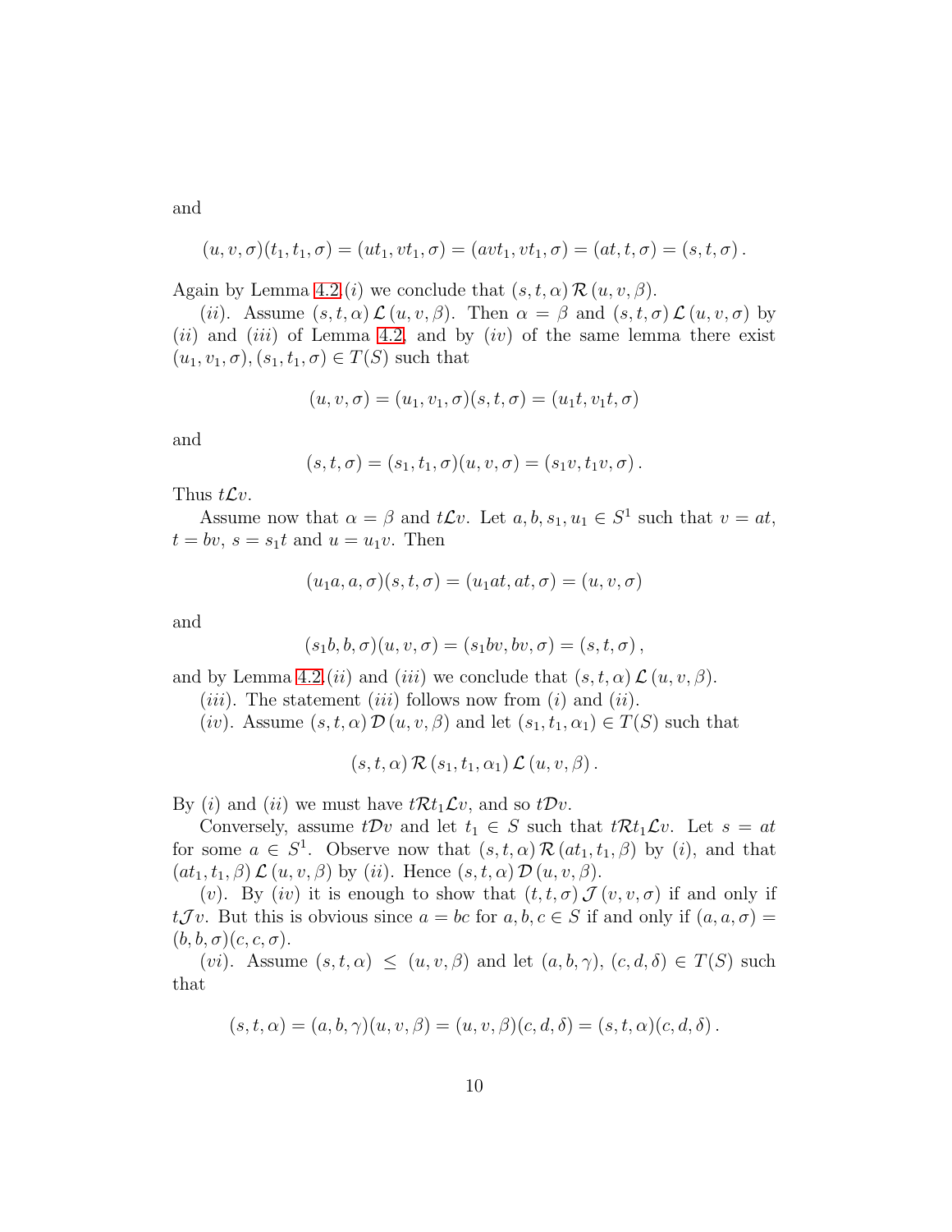and

$$(u, v, \sigma)(t_1, t_1, \sigma) = (ut_1, vt_1, \sigma) = (avt_1, vt_1, \sigma) = (at, t, \sigma) = (s, t, \sigma)\,.$$

Again by Lemma 4.2.$(i)$ we conclude that $(s, t, \alpha)\, \mathcal{R}\, (u, v, \beta)$.

$(ii)$. Assume $(s, t, \alpha)\, \mathcal{L}\, (u, v, \beta)$. Then $\alpha = \beta$ and $(s, t, \sigma)\, \mathcal{L}\, (u, v, \sigma)$ by $(ii)$ and $(iii)$ of Lemma 4.2, and by $(iv)$ of the same lemma there exist $(u_1, v_1, \sigma), (s_1, t_1, \sigma) \in T(S)$ such that

$$(u, v, \sigma) = (u_1, v_1, \sigma)(s, t, \sigma) = (u_1 t, v_1 t, \sigma)$$

and

$$(s, t, \sigma) = (s_1, t_1, \sigma)(u, v, \sigma) = (s_1 v, t_1 v, \sigma)\,.$$

Thus $t\mathcal{L}v$.

Assume now that $\alpha = \beta$ and $t\mathcal{L}v$. Let $a, b, s_1, u_1 \in S^1$ such that $v = at$, $t = bv$, $s = s_1 t$ and $u = u_1 v$. Then

$$(u_1 a, a, \sigma)(s, t, \sigma) = (u_1 at, at, \sigma) = (u, v, \sigma)$$

and

$$(s_1 b, b, \sigma)(u, v, \sigma) = (s_1 bv, bv, \sigma) = (s, t, \sigma)\,,$$

and by Lemma 4.2.$(ii)$ and $(iii)$ we conclude that $(s, t, \alpha)\, \mathcal{L}\, (u, v, \beta)$.

$(iii)$. The statement $(iii)$ follows now from $(i)$ and $(ii)$.

$(iv)$. Assume $(s, t, \alpha)\, \mathcal{D}\, (u, v, \beta)$ and let $(s_1, t_1, \alpha_1) \in T(S)$ such that

$$(s, t, \alpha)\, \mathcal{R}\, (s_1, t_1, \alpha_1)\, \mathcal{L}\, (u, v, \beta)\,.$$

By $(i)$ and $(ii)$ we must have $t\mathcal{R}t_1\mathcal{L}v$, and so $t\mathcal{D}v$.

Conversely, assume $t\mathcal{D}v$ and let $t_1 \in S$ such that $t\mathcal{R}t_1\mathcal{L}v$. Let $s = at$ for some $a \in S^1$. Observe now that $(s, t, \alpha)\, \mathcal{R}\, (at_1, t_1, \beta)$ by $(i)$, and that $(at_1, t_1, \beta)\, \mathcal{L}\, (u, v, \beta)$ by $(ii)$. Hence $(s, t, \alpha)\, \mathcal{D}\, (u, v, \beta)$.

$(v)$. By $(iv)$ it is enough to show that $(t, t, \sigma)\, \mathcal{J}\, (v, v, \sigma)$ if and only if $t\mathcal{J}v$. But this is obvious since $a = bc$ for $a, b, c \in S$ if and only if $(a, a, \sigma) = (b, b, \sigma)(c, c, \sigma)$.

$(vi)$. Assume $(s, t, \alpha) \leq (u, v, \beta)$ and let $(a, b, \gamma)$, $(c, d, \delta) \in T(S)$ such that

$$(s, t, \alpha) = (a, b, \gamma)(u, v, \beta) = (u, v, \beta)(c, d, \delta) = (s, t, \alpha)(c, d, \delta)\,.$$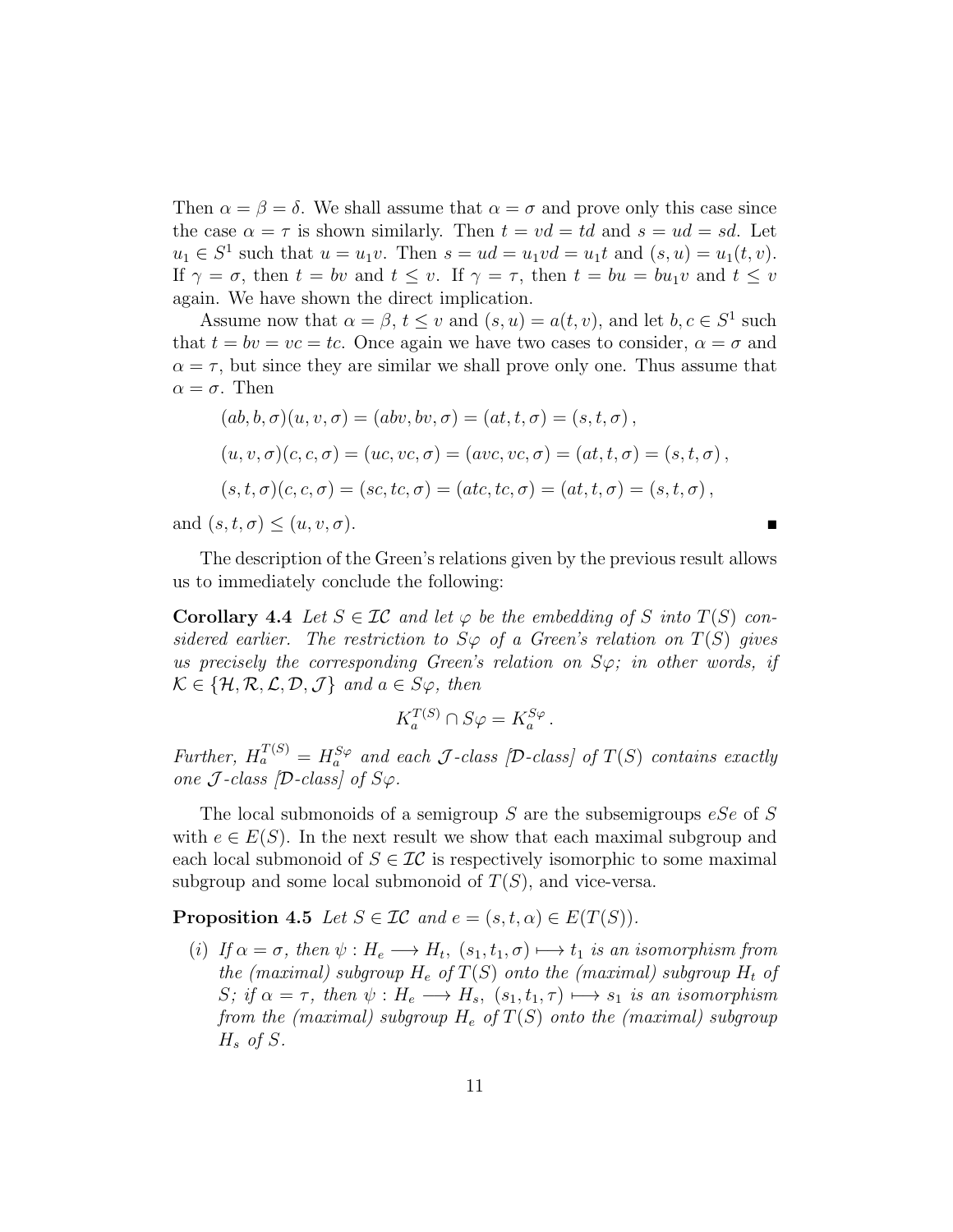Then $\alpha = \beta = \delta$. We shall assume that $\alpha = \sigma$ and prove only this case since the case $\alpha = \tau$ is shown similarly. Then $t = vd = td$ and $s = ud = sd$. Let $u_1 \in S^1$ such that $u = u_1 v$. Then $s = ud = u_1 vd = u_1 t$ and $(s, u) = u_1(t, v)$. If $\gamma = \sigma$, then $t = bv$ and $t \leq v$. If $\gamma = \tau$, then $t = bu = bu_1 v$ and $t \leq v$ again. We have shown the direct implication.

Assume now that $\alpha = \beta$, $t \leq v$ and $(s, u) = a(t, v)$, and let $b, c \in S^1$ such that $t = bv = vc = tc$. Once again we have two cases to consider, $\alpha = \sigma$ and $\alpha = \tau$, but since they are similar we shall prove only one. Thus assume that $\alpha = \sigma$. Then

$$(ab, b, \sigma)(u, v, \sigma) = (abv, bv, \sigma) = (at, t, \sigma) = (s, t, \sigma)\,,$$

$$(u, v, \sigma)(c, c, \sigma) = (uc, vc, \sigma) = (avc, vc, \sigma) = (at, t, \sigma) = (s, t, \sigma)\,,$$

$$(s, t, \sigma)(c, c, \sigma) = (sc, tc, \sigma) = (atc, tc, \sigma) = (at, t, \sigma) = (s, t, \sigma)\,,$$

and $(s, t, \sigma) \leq (u, v, \sigma)$. ∎

The description of the Green's relations given by the previous result allows us to immediately conclude the following:

**Corollary 4.4** *Let $S \in \mathcal{IC}$ and let $\varphi$ be the embedding of $S$ into $T(S)$ considered earlier. The restriction to $S\varphi$ of a Green's relation on $T(S)$ gives us precisely the corresponding Green's relation on $S\varphi$; in other words, if $\mathcal{K} \in \{\mathcal{H}, \mathcal{R}, \mathcal{L}, \mathcal{D}, \mathcal{J}\}$ and $a \in S\varphi$, then*

$$K_a^{T(S)} \cap S\varphi = K_a^{S\varphi}\,.$$

*Further, $H_a^{T(S)} = H_a^{S\varphi}$ and each $\mathcal{J}$-class [$\mathcal{D}$-class] of $T(S)$ contains exactly one $\mathcal{J}$-class [$\mathcal{D}$-class] of $S\varphi$.*

The local submonoids of a semigroup $S$ are the subsemigroups $eSe$ of $S$ with $e \in E(S)$. In the next result we show that each maximal subgroup and each local submonoid of $S \in \mathcal{IC}$ is respectively isomorphic to some maximal subgroup and some local submonoid of $T(S)$, and vice-versa.

**Proposition 4.5** *Let $S \in \mathcal{IC}$ and $e = (s, t, \alpha) \in E(T(S))$.*

- *(i) If $\alpha = \sigma$, then $\psi : H_e \longrightarrow H_t$, $(s_1, t_1, \sigma) \longmapsto t_1$ is an isomorphism from the (maximal) subgroup $H_e$ of $T(S)$ onto the (maximal) subgroup $H_t$ of $S$; if $\alpha = \tau$, then $\psi : H_e \longrightarrow H_s$, $(s_1, t_1, \tau) \longmapsto s_1$ is an isomorphism from the (maximal) subgroup $H_e$ of $T(S)$ onto the (maximal) subgroup $H_s$ of $S$.*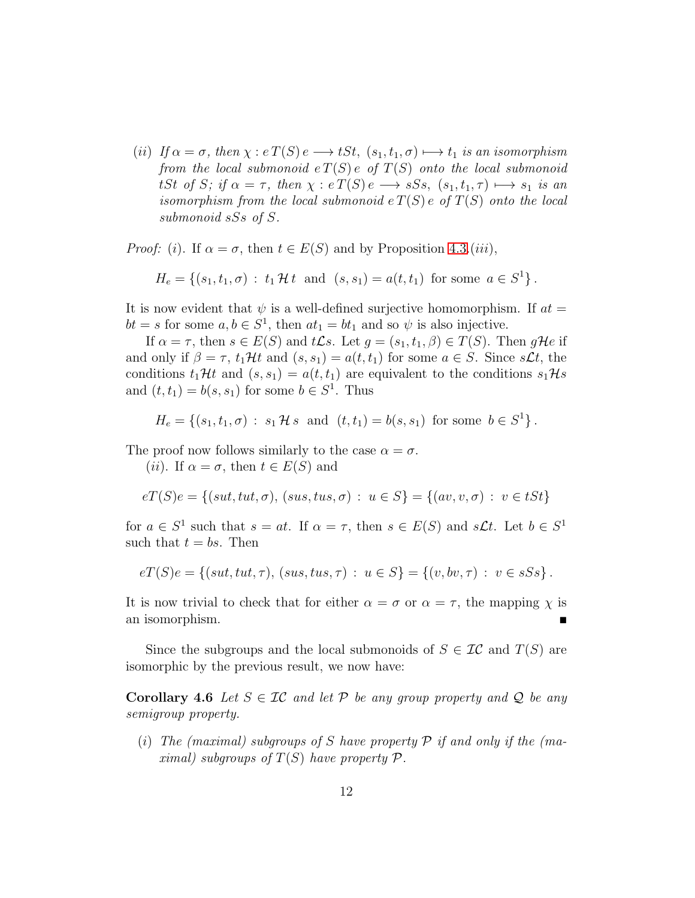(*ii*) *If* $\alpha = \sigma$*, then* $\chi : e\,T(S)\,e \longrightarrow tSt,\ (s_1, t_1, \sigma) \longmapsto t_1$ *is an isomorphism from the local submonoid* $e\,T(S)\,e$ *of* $T(S)$ *onto the local submonoid* $tSt$ *of* $S$*; if* $\alpha = \tau$*, then* $\chi : e\,T(S)\,e \longrightarrow sSs,\ (s_1, t_1, \tau) \longmapsto s_1$ *is an isomorphism from the local submonoid* $e\,T(S)\,e$ *of* $T(S)$ *onto the local submonoid* $sSs$ *of* $S$*.*

*Proof:* (*i*). If $\alpha = \sigma$, then $t \in E(S)$ and by Proposition 4.3.(*iii*),

$$H_e = \{(s_1, t_1, \sigma) \,:\, t_1 \,\mathcal{H}\, t \ \text{ and } \ (s, s_1) = a(t, t_1) \ \text{ for some } \ a \in S^1\}\,.$$

It is now evident that $\psi$ is a well-defined surjective homomorphism. If $at = bt = s$ for some $a, b \in S^1$, then $at_1 = bt_1$ and so $\psi$ is also injective.

If $\alpha = \tau$, then $s \in E(S)$ and $t\mathcal{L}s$. Let $g = (s_1, t_1, \beta) \in T(S)$. Then $g\mathcal{H}e$ if and only if $\beta = \tau$, $t_1\mathcal{H}t$ and $(s, s_1) = a(t, t_1)$ for some $a \in S$. Since $s\mathcal{L}t$, the conditions $t_1\mathcal{H}t$ and $(s, s_1) = a(t, t_1)$ are equivalent to the conditions $s_1\mathcal{H}s$ and $(t, t_1) = b(s, s_1)$ for some $b \in S^1$. Thus

$$H_e = \{(s_1, t_1, \sigma) \,:\, s_1 \,\mathcal{H}\, s \ \text{ and } \ (t, t_1) = b(s, s_1) \ \text{ for some } \ b \in S^1\}\,.$$

The proof now follows similarly to the case $\alpha = \sigma$.

(*ii*). If $\alpha = \sigma$, then $t \in E(S)$ and

$$eT(S)e = \{(sut, tut, \sigma),\, (sus, tus, \sigma) \,:\, u \in S\} = \{(av, v, \sigma) \,:\, v \in tSt\}$$

for $a \in S^1$ such that $s = at$. If $\alpha = \tau$, then $s \in E(S)$ and $s\mathcal{L}t$. Let $b \in S^1$ such that $t = bs$. Then

$$eT(S)e = \{(sut, tut, \tau),\, (sus, tus, \tau) \,:\, u \in S\} = \{(v, bv, \tau) \,:\, v \in sSs\}\,.$$

It is now trivial to check that for either $\alpha = \sigma$ or $\alpha = \tau$, the mapping $\chi$ is an isomorphism. ∎

Since the subgroups and the local submonoids of $S \in \mathcal{IC}$ and $T(S)$ are isomorphic by the previous result, we now have:

**Corollary 4.6** *Let* $S \in \mathcal{IC}$ *and let* $\mathcal{P}$ *be any group property and* $\mathcal{Q}$ *be any semigroup property.*

(*i*) *The (maximal) subgroups of* $S$ *have property* $\mathcal{P}$ *if and only if the (maximal) subgroups of* $T(S)$ *have property* $\mathcal{P}$*.*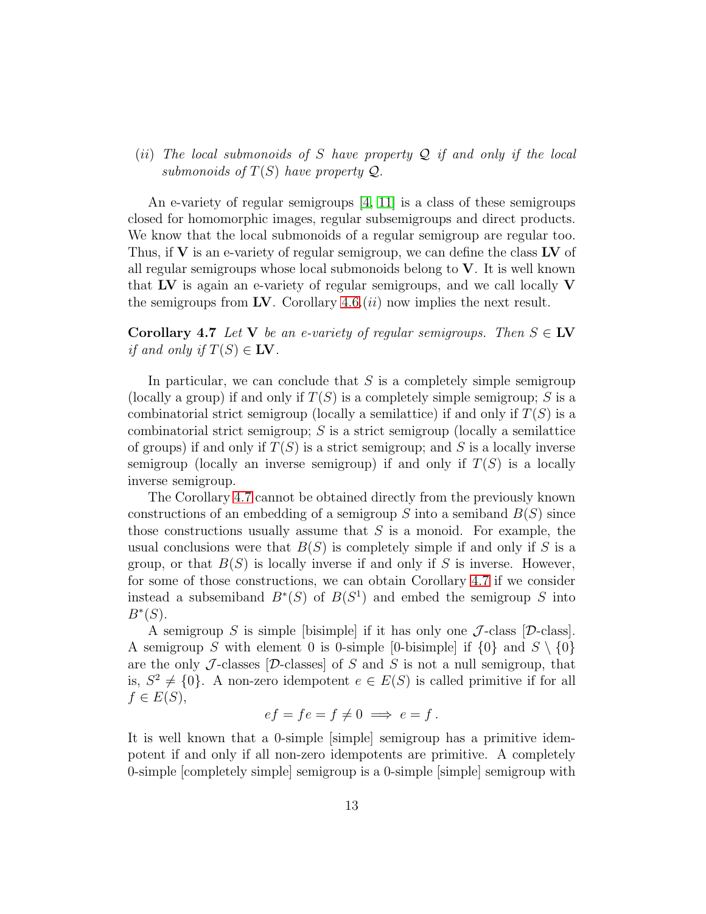(*ii*) *The local submonoids of $S$ have property $\mathcal{Q}$ if and only if the local submonoids of $T(S)$ have property $\mathcal{Q}$.*

An e-variety of regular semigroups [4, 11] is a class of these semigroups closed for homomorphic images, regular subsemigroups and direct products. We know that the local submonoids of a regular semigroup are regular too. Thus, if $\mathbf{V}$ is an e-variety of regular semigroup, we can define the class $\mathbf{LV}$ of all regular semigroups whose local submonoids belong to $\mathbf{V}$. It is well known that $\mathbf{LV}$ is again an e-variety of regular semigroups, and we call locally $\mathbf{V}$ the semigroups from $\mathbf{LV}$. Corollary 4.6.(*ii*) now implies the next result.

**Corollary 4.7** *Let $\mathbf{V}$ be an e-variety of regular semigroups. Then $S \in \mathbf{LV}$ if and only if $T(S) \in \mathbf{LV}$.*

In particular, we can conclude that $S$ is a completely simple semigroup (locally a group) if and only if $T(S)$ is a completely simple semigroup; $S$ is a combinatorial strict semigroup (locally a semilattice) if and only if $T(S)$ is a combinatorial strict semigroup; $S$ is a strict semigroup (locally a semilattice of groups) if and only if $T(S)$ is a strict semigroup; and $S$ is a locally inverse semigroup (locally an inverse semigroup) if and only if $T(S)$ is a locally inverse semigroup.

The Corollary 4.7 cannot be obtained directly from the previously known constructions of an embedding of a semigroup $S$ into a semiband $B(S)$ since those constructions usually assume that $S$ is a monoid. For example, the usual conclusions were that $B(S)$ is completely simple if and only if $S$ is a group, or that $B(S)$ is locally inverse if and only if $S$ is inverse. However, for some of those constructions, we can obtain Corollary 4.7 if we consider instead a subsemiband $B^*(S)$ of $B(S^1)$ and embed the semigroup $S$ into $B^*(S)$.

A semigroup $S$ is simple [bisimple] if it has only one $\mathcal{J}$-class [$\mathcal{D}$-class]. A semigroup $S$ with element 0 is 0-simple [0-bisimple] if $\{0\}$ and $S \setminus \{0\}$ are the only $\mathcal{J}$-classes [$\mathcal{D}$-classes] of $S$ and $S$ is not a null semigroup, that is, $S^2 \neq \{0\}$. A non-zero idempotent $e \in E(S)$ is called primitive if for all $f \in E(S)$,

$$ef = fe = f \neq 0 \implies e = f\,.$$

It is well known that a 0-simple [simple] semigroup has a primitive idempotent if and only if all non-zero idempotents are primitive. A completely 0-simple [completely simple] semigroup is a 0-simple [simple] semigroup with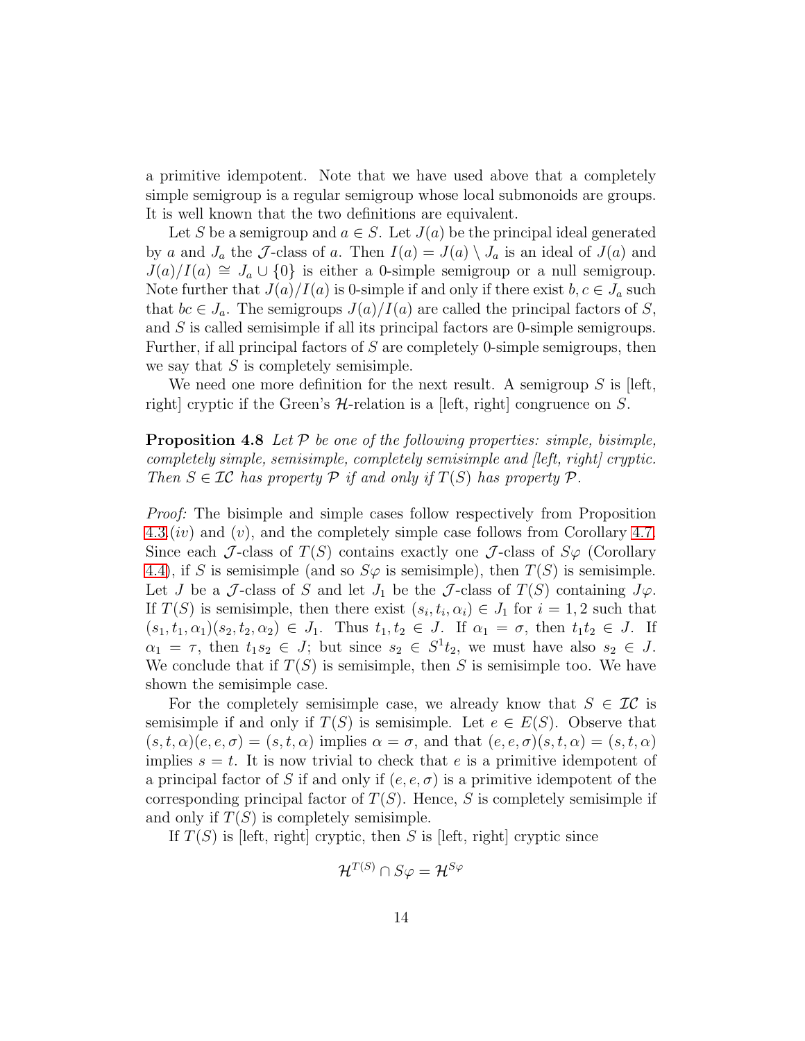a primitive idempotent. Note that we have used above that a completely simple semigroup is a regular semigroup whose local submonoids are groups. It is well known that the two definitions are equivalent.

Let $S$ be a semigroup and $a \in S$. Let $J(a)$ be the principal ideal generated by $a$ and $J_a$ the $\mathcal{J}$-class of $a$. Then $I(a) = J(a) \setminus J_a$ is an ideal of $J(a)$ and $J(a)/I(a) \cong J_a \cup \{0\}$ is either a 0-simple semigroup or a null semigroup. Note further that $J(a)/I(a)$ is 0-simple if and only if there exist $b, c \in J_a$ such that $bc \in J_a$. The semigroups $J(a)/I(a)$ are called the principal factors of $S$, and $S$ is called semisimple if all its principal factors are 0-simple semigroups. Further, if all principal factors of $S$ are completely 0-simple semigroups, then we say that $S$ is completely semisimple.

We need one more definition for the next result. A semigroup $S$ is [left, right] cryptic if the Green's $\mathcal{H}$-relation is a [left, right] congruence on $S$.

**Proposition 4.8** *Let $\mathcal{P}$ be one of the following properties: simple, bisimple, completely simple, semisimple, completely semisimple and [left, right] cryptic. Then $S \in \mathcal{IC}$ has property $\mathcal{P}$ if and only if $T(S)$ has property $\mathcal{P}$.*

*Proof:* The bisimple and simple cases follow respectively from Proposition 4.3.$(iv)$ and $(v)$, and the completely simple case follows from Corollary 4.7. Since each $\mathcal{J}$-class of $T(S)$ contains exactly one $\mathcal{J}$-class of $S\varphi$ (Corollary 4.4), if $S$ is semisimple (and so $S\varphi$ is semisimple), then $T(S)$ is semisimple. Let $J$ be a $\mathcal{J}$-class of $S$ and let $J_1$ be the $\mathcal{J}$-class of $T(S)$ containing $J\varphi$. If $T(S)$ is semisimple, then there exist $(s_i, t_i, \alpha_i) \in J_1$ for $i = 1, 2$ such that $(s_1, t_1, \alpha_1)(s_2, t_2, \alpha_2) \in J_1$. Thus $t_1, t_2 \in J$. If $\alpha_1 = \sigma$, then $t_1 t_2 \in J$. If $\alpha_1 = \tau$, then $t_1 s_2 \in J$; but since $s_2 \in S^1 t_2$, we must have also $s_2 \in J$. We conclude that if $T(S)$ is semisimple, then $S$ is semisimple too. We have shown the semisimple case.

For the completely semisimple case, we already know that $S \in \mathcal{IC}$ is semisimple if and only if $T(S)$ is semisimple. Let $e \in E(S)$. Observe that $(s, t, \alpha)(e, e, \sigma) = (s, t, \alpha)$ implies $\alpha = \sigma$, and that $(e, e, \sigma)(s, t, \alpha) = (s, t, \alpha)$ implies $s = t$. It is now trivial to check that $e$ is a primitive idempotent of a principal factor of $S$ if and only if $(e, e, \sigma)$ is a primitive idempotent of the corresponding principal factor of $T(S)$. Hence, $S$ is completely semisimple if and only if $T(S)$ is completely semisimple.

If $T(S)$ is [left, right] cryptic, then $S$ is [left, right] cryptic since

$$\mathcal{H}^{T(S)} \cap S\varphi = \mathcal{H}^{S\varphi}$$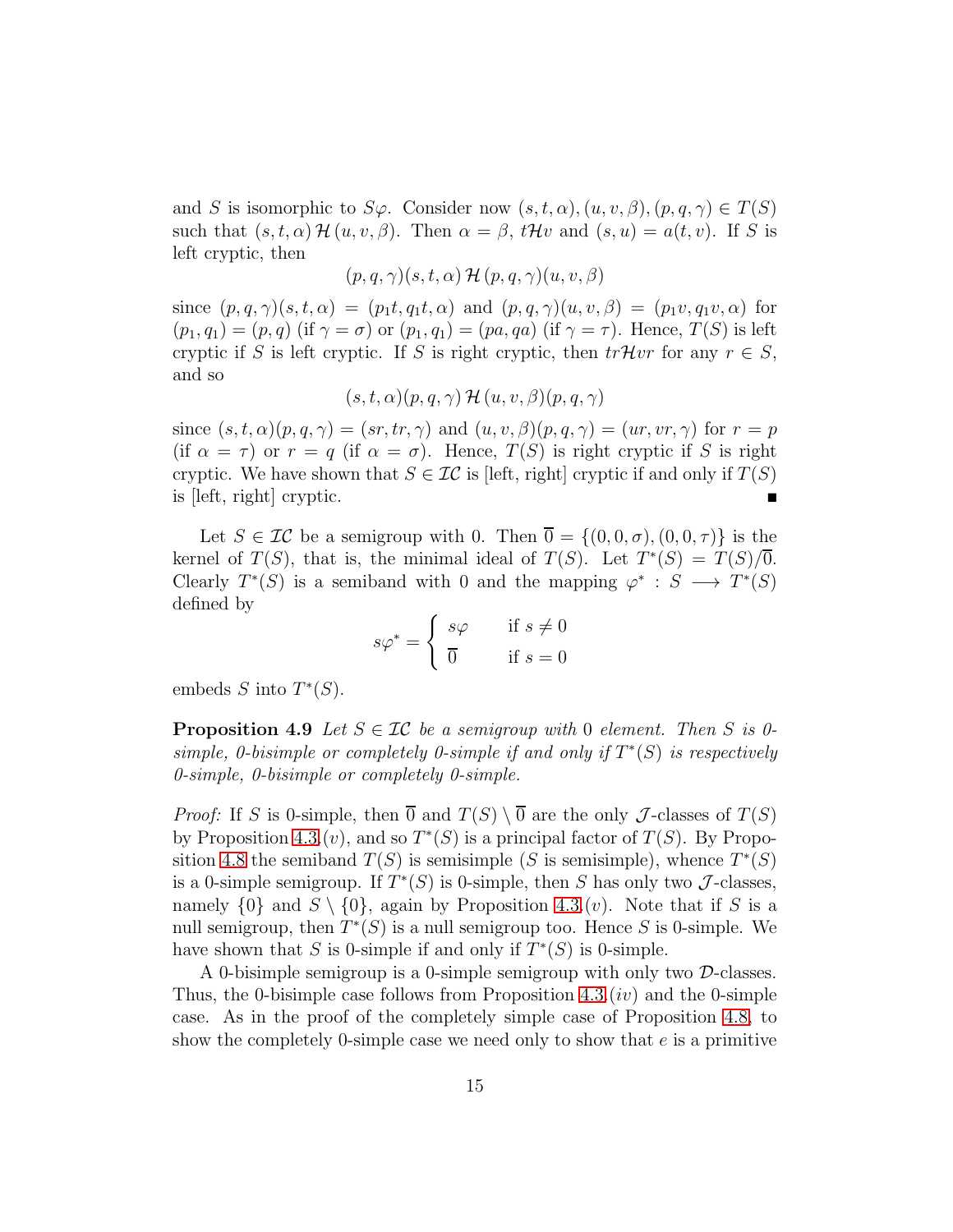and $S$ is isomorphic to $S\varphi$. Consider now $(s,t,\alpha),(u,v,\beta),(p,q,\gamma) \in T(S)$ such that $(s,t,\alpha)\,\mathcal{H}\,(u,v,\beta)$. Then $\alpha = \beta$, $t\mathcal{H}v$ and $(s,u) = a(t,v)$. If $S$ is left cryptic, then

$$(p,q,\gamma)(s,t,\alpha)\,\mathcal{H}\,(p,q,\gamma)(u,v,\beta)$$

since $(p,q,\gamma)(s,t,\alpha) = (p_1 t, q_1 t, \alpha)$ and $(p,q,\gamma)(u,v,\beta) = (p_1 v, q_1 v, \alpha)$ for $(p_1,q_1) = (p,q)$ (if $\gamma = \sigma$) or $(p_1,q_1) = (pa, qa)$ (if $\gamma = \tau$). Hence, $T(S)$ is left cryptic if $S$ is left cryptic. If $S$ is right cryptic, then $tr\mathcal{H}vr$ for any $r \in S$, and so

$$(s,t,\alpha)(p,q,\gamma)\,\mathcal{H}\,(u,v,\beta)(p,q,\gamma)$$

since $(s,t,\alpha)(p,q,\gamma) = (sr, tr, \gamma)$ and $(u,v,\beta)(p,q,\gamma) = (ur, vr, \gamma)$ for $r = p$ (if $\alpha = \tau$) or $r = q$ (if $\alpha = \sigma$). Hence, $T(S)$ is right cryptic if $S$ is right cryptic. We have shown that $S \in \mathcal{IC}$ is [left, right] cryptic if and only if $T(S)$ is [left, right] cryptic. ∎

Let $S \in \mathcal{IC}$ be a semigroup with 0. Then $\overline{0} = \{(0,0,\sigma),(0,0,\tau)\}$ is the kernel of $T(S)$, that is, the minimal ideal of $T(S)$. Let $T^*(S) = T(S)/\overline{0}$. Clearly $T^*(S)$ is a semiband with 0 and the mapping $\varphi^* : S \longrightarrow T^*(S)$ defined by

$$s\varphi^* = \begin{cases} s\varphi & \text{if } s \neq 0 \\ \overline{0} & \text{if } s = 0 \end{cases}$$

embeds $S$ into $T^*(S)$.

**Proposition 4.9** *Let $S \in \mathcal{IC}$ be a semigroup with 0 element. Then $S$ is 0-simple, 0-bisimple or completely 0-simple if and only if $T^*(S)$ is respectively 0-simple, 0-bisimple or completely 0-simple.*

*Proof:* If $S$ is 0-simple, then $\overline{0}$ and $T(S) \setminus \overline{0}$ are the only $\mathcal{J}$-classes of $T(S)$ by Proposition 4.3.$(v)$, and so $T^*(S)$ is a principal factor of $T(S)$. By Proposition 4.8 the semiband $T(S)$ is semisimple ($S$ is semisimple), whence $T^*(S)$ is a 0-simple semigroup. If $T^*(S)$ is 0-simple, then $S$ has only two $\mathcal{J}$-classes, namely $\{0\}$ and $S \setminus \{0\}$, again by Proposition 4.3.$(v)$. Note that if $S$ is a null semigroup, then $T^*(S)$ is a null semigroup too. Hence $S$ is 0-simple. We have shown that $S$ is 0-simple if and only if $T^*(S)$ is 0-simple.

A 0-bisimple semigroup is a 0-simple semigroup with only two $\mathcal{D}$-classes. Thus, the 0-bisimple case follows from Proposition 4.3.$(iv)$ and the 0-simple case. As in the proof of the completely simple case of Proposition 4.8, to show the completely 0-simple case we need only to show that $e$ is a primitive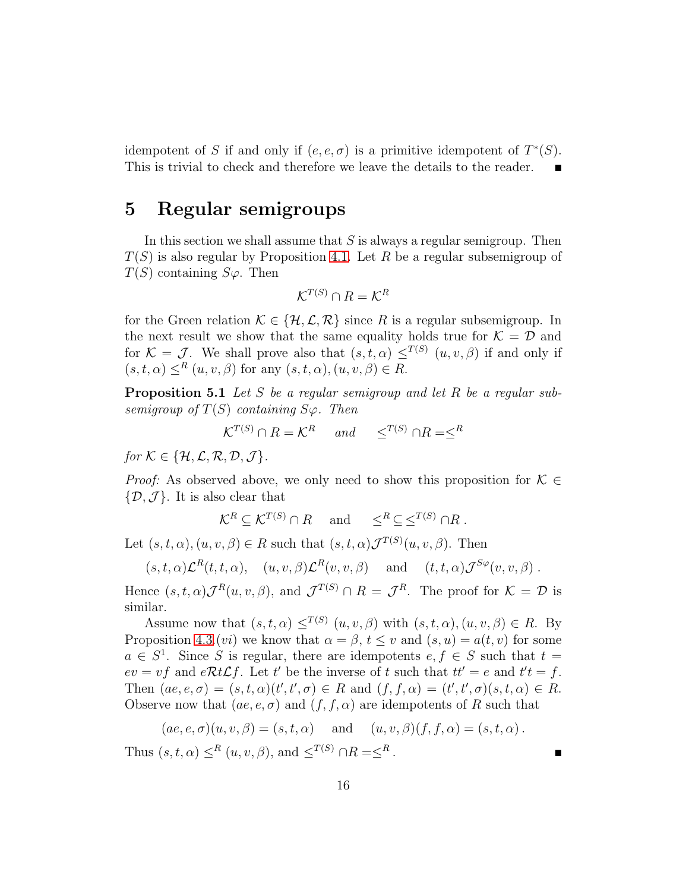idempotent of $S$ if and only if $(e, e, \sigma)$ is a primitive idempotent of $T^*(S)$. This is trivial to check and therefore we leave the details to the reader. $\blacksquare$

## 5 Regular semigroups

In this section we shall assume that $S$ is always a regular semigroup. Then $T(S)$ is also regular by Proposition 4.1. Let $R$ be a regular subsemigroup of $T(S)$ containing $S\varphi$. Then

$$\mathcal{K}^{T(S)} \cap R = \mathcal{K}^R$$

for the Green relation $\mathcal{K} \in \{\mathcal{H}, \mathcal{L}, \mathcal{R}\}$ since $R$ is a regular subsemigroup. In the next result we show that the same equality holds true for $\mathcal{K} = \mathcal{D}$ and for $\mathcal{K} = \mathcal{J}$. We shall prove also that $(s, t, \alpha) \leq^{T(S)} (u, v, \beta)$ if and only if $(s, t, \alpha) \leq^R (u, v, \beta)$ for any $(s, t, \alpha), (u, v, \beta) \in R$.

**Proposition 5.1** *Let $S$ be a regular semigroup and let $R$ be a regular subsemigroup of $T(S)$ containing $S\varphi$. Then*

$$\mathcal{K}^{T(S)} \cap R = \mathcal{K}^R \quad \text{ and } \quad \leq^{T(S)} \cap R = \leq^R$$

*for $\mathcal{K} \in \{\mathcal{H}, \mathcal{L}, \mathcal{R}, \mathcal{D}, \mathcal{J}\}$.*

*Proof:* As observed above, we only need to show this proposition for $\mathcal{K} \in \{\mathcal{D}, \mathcal{J}\}$. It is also clear that

$$\mathcal{K}^R \subseteq \mathcal{K}^{T(S)} \cap R \quad \text{ and } \quad \leq^R \subseteq \leq^{T(S)} \cap R\,.$$

Let $(s, t, \alpha), (u, v, \beta) \in R$ such that $(s, t, \alpha)\mathcal{J}^{T(S)}(u, v, \beta)$. Then

$$(s, t, \alpha)\mathcal{L}^R(t, t, \alpha), \quad (u, v, \beta)\mathcal{L}^R(v, v, \beta) \quad \text{ and } \quad (t, t, \alpha)\mathcal{J}^{S\varphi}(v, v, \beta)\,.$$

Hence $(s, t, \alpha)\mathcal{J}^R(u, v, \beta)$, and $\mathcal{J}^{T(S)} \cap R = \mathcal{J}^R$. The proof for $\mathcal{K} = \mathcal{D}$ is similar.

Assume now that $(s, t, \alpha) \leq^{T(S)} (u, v, \beta)$ with $(s, t, \alpha), (u, v, \beta) \in R$. By Proposition 4.3.$(vi)$ we know that $\alpha = \beta$, $t \leq v$ and $(s, u) = a(t, v)$ for some $a \in S^1$. Since $S$ is regular, there are idempotents $e, f \in S$ such that $t = ev = vf$ and $e\mathcal{R}t\mathcal{L}f$. Let $t'$ be the inverse of $t$ such that $tt' = e$ and $t't = f$. Then $(ae, e, \sigma) = (s, t, \alpha)(t', t', \sigma) \in R$ and $(f, f, \alpha) = (t', t', \sigma)(s, t, \alpha) \in R$. Observe now that $(ae, e, \sigma)$ and $(f, f, \alpha)$ are idempotents of $R$ such that

$$(ae, e, \sigma)(u, v, \beta) = (s, t, \alpha) \quad \text{ and } \quad (u, v, \beta)(f, f, \alpha) = (s, t, \alpha)\,.$$

Thus $(s, t, \alpha) \leq^R (u, v, \beta)$, and $\leq^{T(S)} \cap R = \leq^R$. $\blacksquare$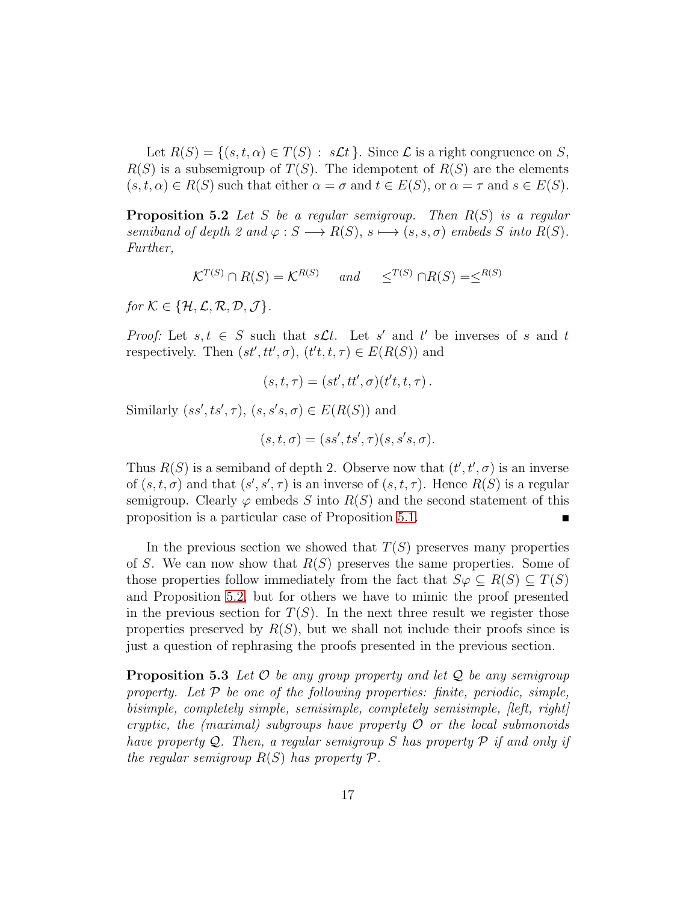Let $R(S) = \{(s, t, \alpha) \in T(S) : s\mathcal{L}t\}$. Since $\mathcal{L}$ is a right congruence on $S$, $R(S)$ is a subsemigroup of $T(S)$. The idempotent of $R(S)$ are the elements $(s, t, \alpha) \in R(S)$ such that either $\alpha = \sigma$ and $t \in E(S)$, or $\alpha = \tau$ and $s \in E(S)$.

**Proposition 5.2** *Let $S$ be a regular semigroup. Then $R(S)$ is a regular semiband of depth 2 and $\varphi : S \longrightarrow R(S)$, $s \longmapsto (s, s, \sigma)$ embeds $S$ into $R(S)$. Further,*

$$\mathcal{K}^{T(S)} \cap R(S) = \mathcal{K}^{R(S)} \quad \text{ and } \quad \leq^{T(S)} \cap R(S) = \leq^{R(S)}$$

*for $\mathcal{K} \in \{\mathcal{H}, \mathcal{L}, \mathcal{R}, \mathcal{D}, \mathcal{J}\}$.*

*Proof:* Let $s, t \in S$ such that $s\mathcal{L}t$. Let $s'$ and $t'$ be inverses of $s$ and $t$ respectively. Then $(st', tt', \sigma)$, $(t't, t, \tau) \in E(R(S))$ and

$$(s, t, \tau) = (st', tt', \sigma)(t't, t, \tau)\,.$$

Similarly $(ss', ts', \tau)$, $(s, s's, \sigma) \in E(R(S))$ and

$$(s, t, \sigma) = (ss', ts', \tau)(s, s's, \sigma).$$

Thus $R(S)$ is a semiband of depth 2. Observe now that $(t', t', \sigma)$ is an inverse of $(s, t, \sigma)$ and that $(s', s', \tau)$ is an inverse of $(s, t, \tau)$. Hence $R(S)$ is a regular semigroup. Clearly $\varphi$ embeds $S$ into $R(S)$ and the second statement of this proposition is a particular case of Proposition 5.1. ∎

In the previous section we showed that $T(S)$ preserves many properties of $S$. We can now show that $R(S)$ preserves the same properties. Some of those properties follow immediately from the fact that $S\varphi \subseteq R(S) \subseteq T(S)$ and Proposition 5.2, but for others we have to mimic the proof presented in the previous section for $T(S)$. In the next three result we register those properties preserved by $R(S)$, but we shall not include their proofs since is just a question of rephrasing the proofs presented in the previous section.

**Proposition 5.3** *Let $\mathcal{O}$ be any group property and let $\mathcal{Q}$ be any semigroup property. Let $\mathcal{P}$ be one of the following properties: finite, periodic, simple, bisimple, completely simple, semisimple, completely semisimple, [left, right] cryptic, the (maximal) subgroups have property $\mathcal{O}$ or the local submonoids have property $\mathcal{Q}$. Then, a regular semigroup $S$ has property $\mathcal{P}$ if and only if the regular semigroup $R(S)$ has property $\mathcal{P}$.*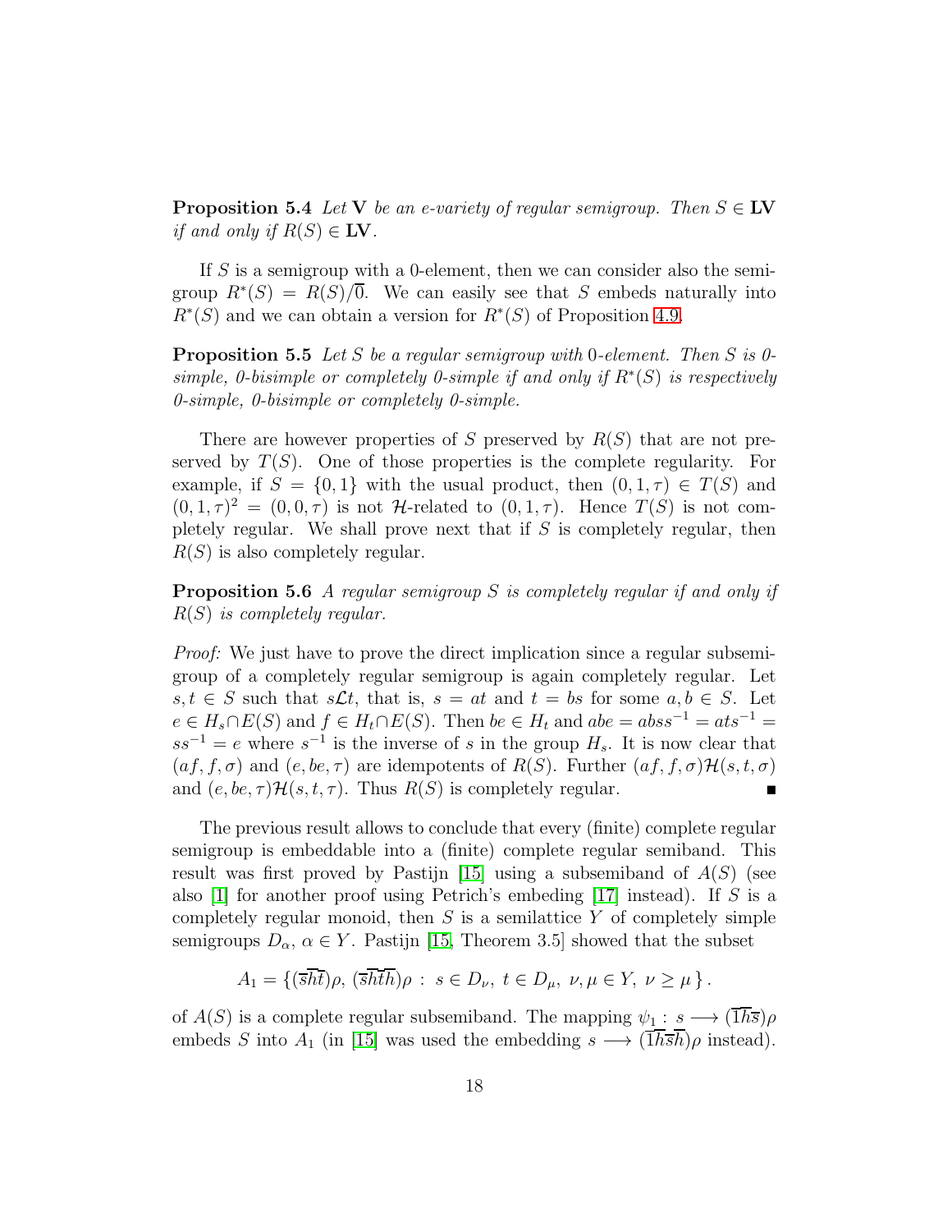**Proposition 5.4** *Let* $\mathbf{V}$ *be an e-variety of regular semigroup. Then* $S \in \mathbf{LV}$ *if and only if* $R(S) \in \mathbf{LV}$.

If $S$ is a semigroup with a 0-element, then we can consider also the semigroup $R^*(S) = R(S)/\overline{0}$. We can easily see that $S$ embeds naturally into $R^*(S)$ and we can obtain a version for $R^*(S)$ of Proposition 4.9.

**Proposition 5.5** *Let* $S$ *be a regular semigroup with* 0*-element. Then* $S$ *is 0-simple, 0-bisimple or completely 0-simple if and only if* $R^*(S)$ *is respectively 0-simple, 0-bisimple or completely 0-simple.*

There are however properties of $S$ preserved by $R(S)$ that are not preserved by $T(S)$. One of those properties is the complete regularity. For example, if $S = \{0, 1\}$ with the usual product, then $(0, 1, \tau) \in T(S)$ and $(0, 1, \tau)^2 = (0, 0, \tau)$ is not $\mathcal{H}$-related to $(0, 1, \tau)$. Hence $T(S)$ is not completely regular. We shall prove next that if $S$ is completely regular, then $R(S)$ is also completely regular.

**Proposition 5.6** *A regular semigroup* $S$ *is completely regular if and only if* $R(S)$ *is completely regular.*

*Proof:* We just have to prove the direct implication since a regular subsemigroup of a completely regular semigroup is again completely regular. Let $s, t \in S$ such that $s\mathcal{L}t$, that is, $s = at$ and $t = bs$ for some $a, b \in S$. Let $e \in H_s \cap E(S)$ and $f \in H_t \cap E(S)$. Then $be \in H_t$ and $abe = abss^{-1} = ats^{-1} = ss^{-1} = e$ where $s^{-1}$ is the inverse of $s$ in the group $H_s$. It is now clear that $(af, f, \sigma)$ and $(e, be, \tau)$ are idempotents of $R(S)$. Further $(af, f, \sigma)\mathcal{H}(s, t, \sigma)$ and $(e, be, \tau)\mathcal{H}(s, t, \tau)$. Thus $R(S)$ is completely regular. ∎

The previous result allows to conclude that every (finite) complete regular semigroup is embeddable into a (finite) complete regular semiband. This result was first proved by Pastijn [15] using a subsemiband of $A(S)$ (see also [1] for another proof using Petrich's embeding [17] instead). If $S$ is a completely regular monoid, then $S$ is a semilattice $Y$ of completely simple semigroups $D_\alpha$, $\alpha \in Y$. Pastijn [15, Theorem 3.5] showed that the subset

$$A_1 = \{(\overline{s}\overline{h}\overline{t})\rho,\, (\overline{s}\overline{h}\overline{t}\overline{h})\rho \,:\, s \in D_\nu,\ t \in D_\mu,\ \nu, \mu \in Y,\ \nu \geq \mu\}\,.$$

of $A(S)$ is a complete regular subsemiband. The mapping $\psi_1 : s \longrightarrow (\overline{1}\overline{h}\overline{s})\rho$ embeds $S$ into $A_1$ (in [15] was used the embedding $s \longrightarrow (\overline{1}\overline{h}\overline{s}\overline{h})\rho$ instead).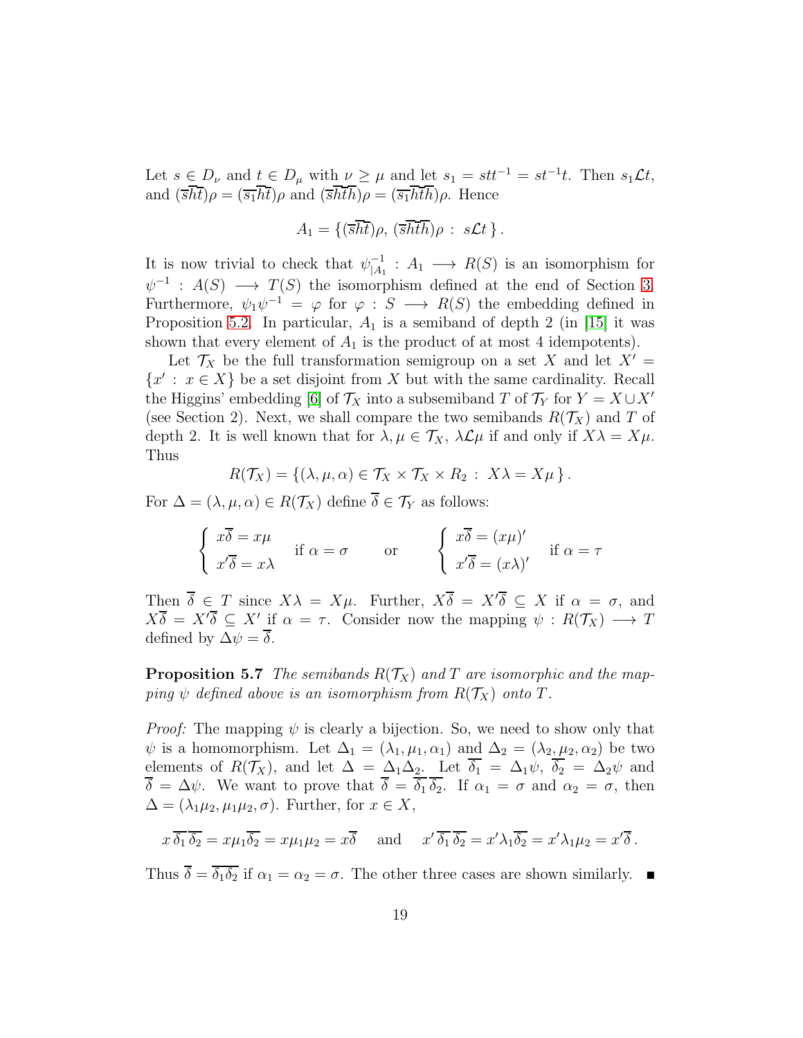Let $s \in D_\nu$ and $t \in D_\mu$ with $\nu \geq \mu$ and let $s_1 = stt^{-1} = st^{-1}t$. Then $s_1 \mathcal{L} t$, and $(\overline{s}\overline{h}\overline{t})\rho = (\overline{s_1}\overline{h}\overline{t})\rho$ and $(\overline{s}\overline{h}\overline{t}\overline{h})\rho = (\overline{s_1}\overline{h}\overline{t}\overline{h})\rho$. Hence

$$A_1 = \{(\overline{s}\overline{h}\overline{t})\rho,\, (\overline{s}\overline{h}\overline{t}\overline{h})\rho \,:\, s\mathcal{L}t\}\,.$$

It is now trivial to check that $\psi^{-1}_{|A_1} : A_1 \longrightarrow R(S)$ is an isomorphism for $\psi^{-1} : A(S) \longrightarrow T(S)$ the isomorphism defined at the end of Section 3. Furthermore, $\psi_1\psi^{-1} = \varphi$ for $\varphi : S \longrightarrow R(S)$ the embedding defined in Proposition 5.2. In particular, $A_1$ is a semiband of depth 2 (in [15] it was shown that every element of $A_1$ is the product of at most 4 idempotents).

Let $\mathcal{T}_X$ be the full transformation semigroup on a set $X$ and let $X' = \{x' : x \in X\}$ be a set disjoint from $X$ but with the same cardinality. Recall the Higgins' embedding [6] of $\mathcal{T}_X$ into a subsemiband $T$ of $\mathcal{T}_Y$ for $Y = X \cup X'$ (see Section 2). Next, we shall compare the two semibands $R(\mathcal{T}_X)$ and $T$ of depth 2. It is well known that for $\lambda, \mu \in \mathcal{T}_X$, $\lambda \mathcal{L} \mu$ if and only if $X\lambda = X\mu$. Thus

$$R(\mathcal{T}_X) = \{(\lambda, \mu, \alpha) \in \mathcal{T}_X \times \mathcal{T}_X \times R_2 \,:\, X\lambda = X\mu\}\,.$$

For $\Delta = (\lambda, \mu, \alpha) \in R(\mathcal{T}_X)$ define $\overline{\delta} \in \mathcal{T}_Y$ as follows:

$$\begin{cases} x\overline{\delta} = x\mu \\ x'\overline{\delta} = x\lambda \end{cases} \text{ if } \alpha = \sigma \qquad \text{or} \qquad \begin{cases} x\overline{\delta} = (x\mu)' \\ x'\overline{\delta} = (x\lambda)' \end{cases} \text{ if } \alpha = \tau$$

Then $\overline{\delta} \in T$ since $X\lambda = X\mu$. Further, $X\overline{\delta} = X'\overline{\delta} \subseteq X$ if $\alpha = \sigma$, and $X\overline{\delta} = X'\overline{\delta} \subseteq X'$ if $\alpha = \tau$. Consider now the mapping $\psi : R(\mathcal{T}_X) \longrightarrow T$ defined by $\Delta\psi = \overline{\delta}$.

**Proposition 5.7** *The semibands $R(\mathcal{T}_X)$ and $T$ are isomorphic and the mapping $\psi$ defined above is an isomorphism from $R(\mathcal{T}_X)$ onto $T$.*

*Proof:* The mapping $\psi$ is clearly a bijection. So, we need to show only that $\psi$ is a homomorphism. Let $\Delta_1 = (\lambda_1, \mu_1, \alpha_1)$ and $\Delta_2 = (\lambda_2, \mu_2, \alpha_2)$ be two elements of $R(\mathcal{T}_X)$, and let $\Delta = \Delta_1\Delta_2$. Let $\overline{\delta_1} = \Delta_1\psi$, $\overline{\delta_2} = \Delta_2\psi$ and $\overline{\delta} = \Delta\psi$. We want to prove that $\overline{\delta} = \overline{\delta_1}\,\overline{\delta_2}$. If $\alpha_1 = \sigma$ and $\alpha_2 = \sigma$, then $\Delta = (\lambda_1\mu_2, \mu_1\mu_2, \sigma)$. Further, for $x \in X$,

$$x\,\overline{\delta_1}\,\overline{\delta_2} = x\mu_1\overline{\delta_2} = x\mu_1\mu_2 = x\overline{\delta} \quad \text{ and } \quad x'\,\overline{\delta_1}\,\overline{\delta_2} = x'\lambda_1\overline{\delta_2} = x'\lambda_1\mu_2 = x'\overline{\delta}\,.$$

Thus $\overline{\delta} = \overline{\delta_1\delta_2}$ if $\alpha_1 = \alpha_2 = \sigma$. The other three cases are shown similarly. $\blacksquare$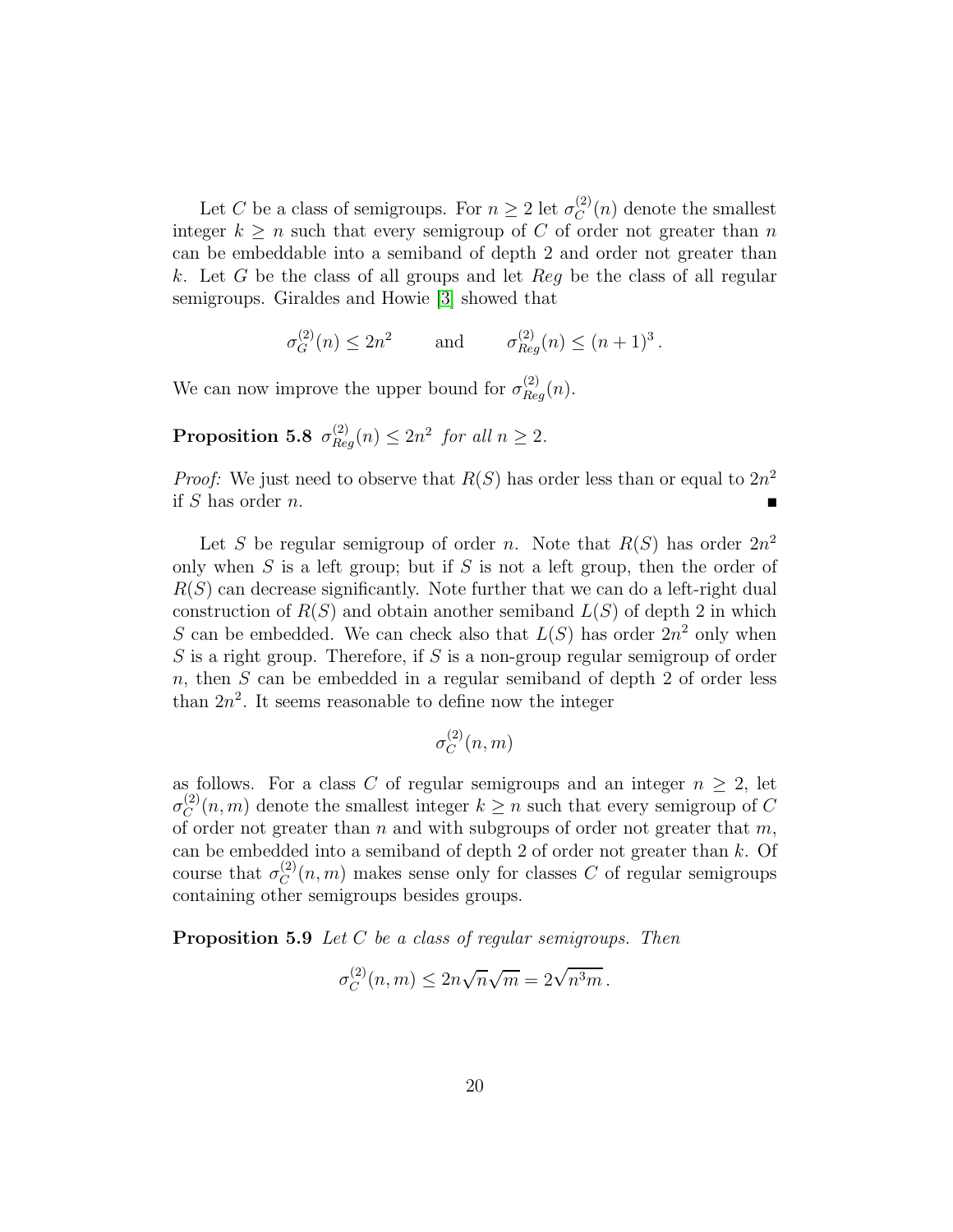Let $C$ be a class of semigroups. For $n \geq 2$ let $\sigma_C^{(2)}(n)$ denote the smallest integer $k \geq n$ such that every semigroup of $C$ of order not greater than $n$ can be embeddable into a semiband of depth 2 and order not greater than $k$. Let $G$ be the class of all groups and let $Reg$ be the class of all regular semigroups. Giraldes and Howie [3] showed that

$$\sigma_G^{(2)}(n) \leq 2n^2 \qquad \text{and} \qquad \sigma_{Reg}^{(2)}(n) \leq (n+1)^3 \,.$$

We can now improve the upper bound for $\sigma_{Reg}^{(2)}(n)$.

**Proposition 5.8** *$\sigma_{Reg}^{(2)}(n) \leq 2n^2$ for all $n \geq 2$.*

*Proof:* We just need to observe that $R(S)$ has order less than or equal to $2n^2$ if $S$ has order $n$. ∎

Let $S$ be regular semigroup of order $n$. Note that $R(S)$ has order $2n^2$ only when $S$ is a left group; but if $S$ is not a left group, then the order of $R(S)$ can decrease significantly. Note further that we can do a left-right dual construction of $R(S)$ and obtain another semiband $L(S)$ of depth 2 in which $S$ can be embedded. We can check also that $L(S)$ has order $2n^2$ only when $S$ is a right group. Therefore, if $S$ is a non-group regular semigroup of order $n$, then $S$ can be embedded in a regular semiband of depth 2 of order less than $2n^2$. It seems reasonable to define now the integer

$$\sigma_C^{(2)}(n,m)$$

as follows. For a class $C$ of regular semigroups and an integer $n \geq 2$, let $\sigma_C^{(2)}(n,m)$ denote the smallest integer $k \geq n$ such that every semigroup of $C$ of order not greater than $n$ and with subgroups of order not greater that $m$, can be embedded into a semiband of depth 2 of order not greater than $k$. Of course that $\sigma_C^{(2)}(n,m)$ makes sense only for classes $C$ of regular semigroups containing other semigroups besides groups.

**Proposition 5.9** *Let $C$ be a class of regular semigroups. Then*

$$\sigma_C^{(2)}(n,m) \leq 2n\sqrt{n}\sqrt{m} = 2\sqrt{n^3 m} \,.$$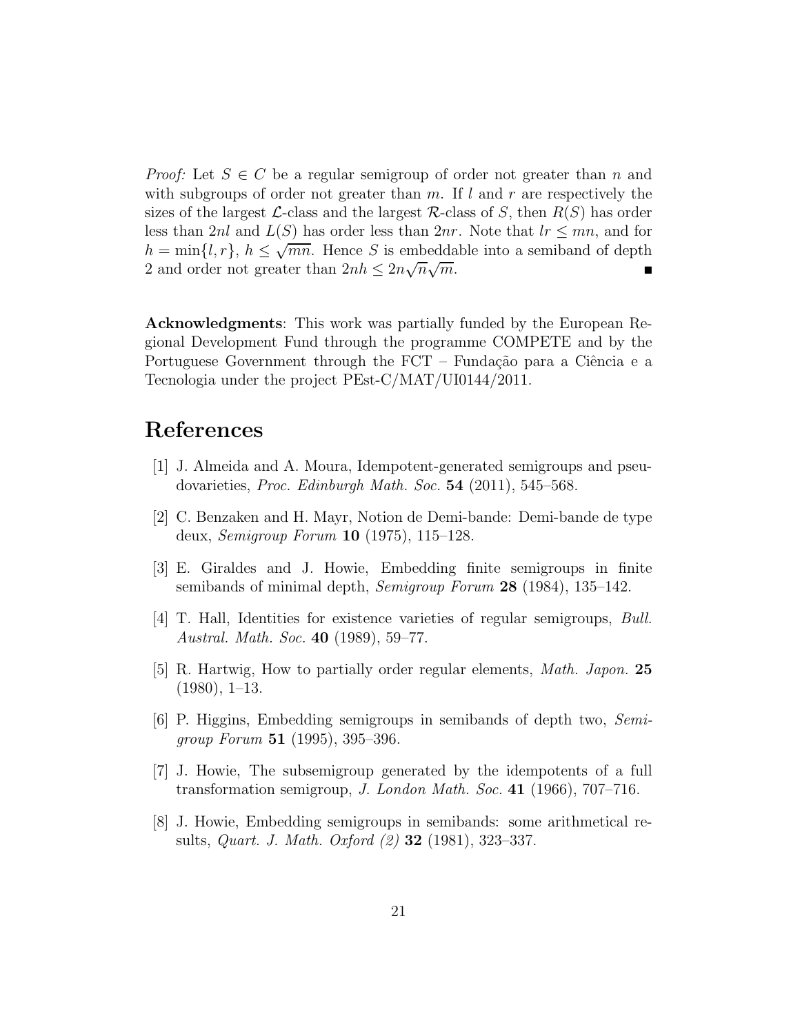*Proof:* Let $S \in C$ be a regular semigroup of order not greater than $n$ and with subgroups of order not greater than $m$. If $l$ and $r$ are respectively the sizes of the largest $\mathcal{L}$-class and the largest $\mathcal{R}$-class of $S$, then $R(S)$ has order less than $2nl$ and $L(S)$ has order less than $2nr$. Note that $lr \leq mn$, and for $h = \min\{l, r\}$, $h \leq \sqrt{mn}$. Hence $S$ is embeddable into a semiband of depth 2 and order not greater than $2nh \leq 2n\sqrt{n}\sqrt{m}$. ∎

**Acknowledgments**: This work was partially funded by the European Regional Development Fund through the programme COMPETE and by the Portuguese Government through the FCT – Fundação para a Ciência e a Tecnologia under the project PEst-C/MAT/UI0144/2011.

# References

[1] J. Almeida and A. Moura, Idempotent-generated semigroups and pseudovarieties, *Proc. Edinburgh Math. Soc.* **54** (2011), 545–568.

[2] C. Benzaken and H. Mayr, Notion de Demi-bande: Demi-bande de type deux, *Semigroup Forum* **10** (1975), 115–128.

[3] E. Giraldes and J. Howie, Embedding finite semigroups in finite semibands of minimal depth, *Semigroup Forum* **28** (1984), 135–142.

[4] T. Hall, Identities for existence varieties of regular semigroups, *Bull. Austral. Math. Soc.* **40** (1989), 59–77.

[5] R. Hartwig, How to partially order regular elements, *Math. Japon.* **25** (1980), 1–13.

[6] P. Higgins, Embedding semigroups in semibands of depth two, *Semigroup Forum* **51** (1995), 395–396.

[7] J. Howie, The subsemigroup generated by the idempotents of a full transformation semigroup, *J. London Math. Soc.* **41** (1966), 707–716.

[8] J. Howie, Embedding semigroups in semibands: some arithmetical results, *Quart. J. Math. Oxford (2)* **32** (1981), 323–337.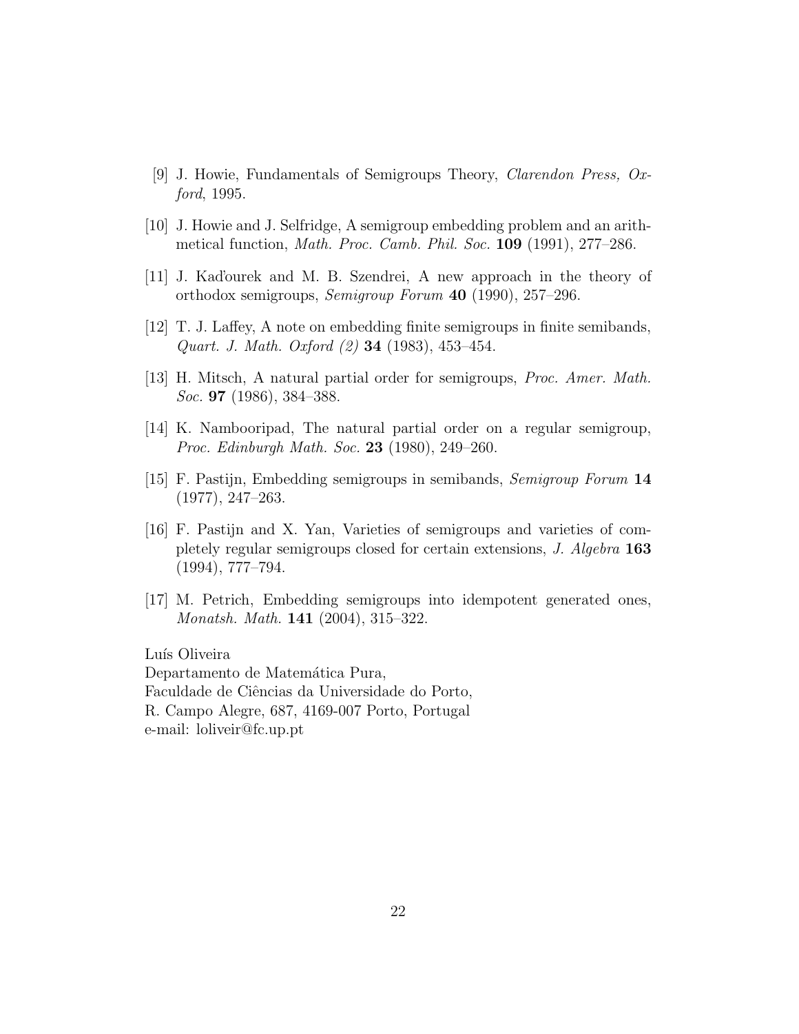[9] J. Howie, Fundamentals of Semigroups Theory, *Clarendon Press, Oxford*, 1995.

[10] J. Howie and J. Selfridge, A semigroup embedding problem and an arithmetical function, *Math. Proc. Camb. Phil. Soc.* **109** (1991), 277–286.

[11] J. Kaďourek and M. B. Szendrei, A new approach in the theory of orthodox semigroups, *Semigroup Forum* **40** (1990), 257–296.

[12] T. J. Laffey, A note on embedding finite semigroups in finite semibands, *Quart. J. Math. Oxford (2)* **34** (1983), 453–454.

[13] H. Mitsch, A natural partial order for semigroups, *Proc. Amer. Math. Soc.* **97** (1986), 384–388.

[14] K. Nambooripad, The natural partial order on a regular semigroup, *Proc. Edinburgh Math. Soc.* **23** (1980), 249–260.

[15] F. Pastijn, Embedding semigroups in semibands, *Semigroup Forum* **14** (1977), 247–263.

[16] F. Pastijn and X. Yan, Varieties of semigroups and varieties of completely regular semigroups closed for certain extensions, *J. Algebra* **163** (1994), 777–794.

[17] M. Petrich, Embedding semigroups into idempotent generated ones, *Monatsh. Math.* **141** (2004), 315–322.

Luís Oliveira
Departamento de Matemática Pura,
Faculdade de Ciências da Universidade do Porto,
R. Campo Alegre, 687, 4169-007 Porto, Portugal
e-mail: loliveir@fc.up.pt